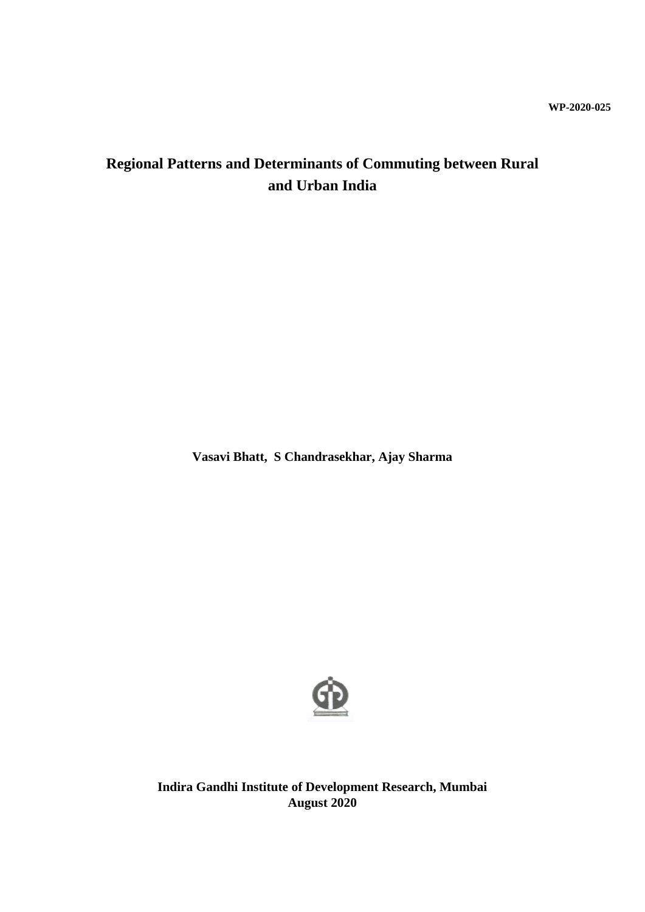WP-2020-025

# Regional Patterns and Determinants of Commuting between Rural and Urban India

**Vasavi Bhatt, S Chandrasekhar, Ajay Sharma**

**Indira Gandhi Institute of Development Research, Mumbai**
**August 2020**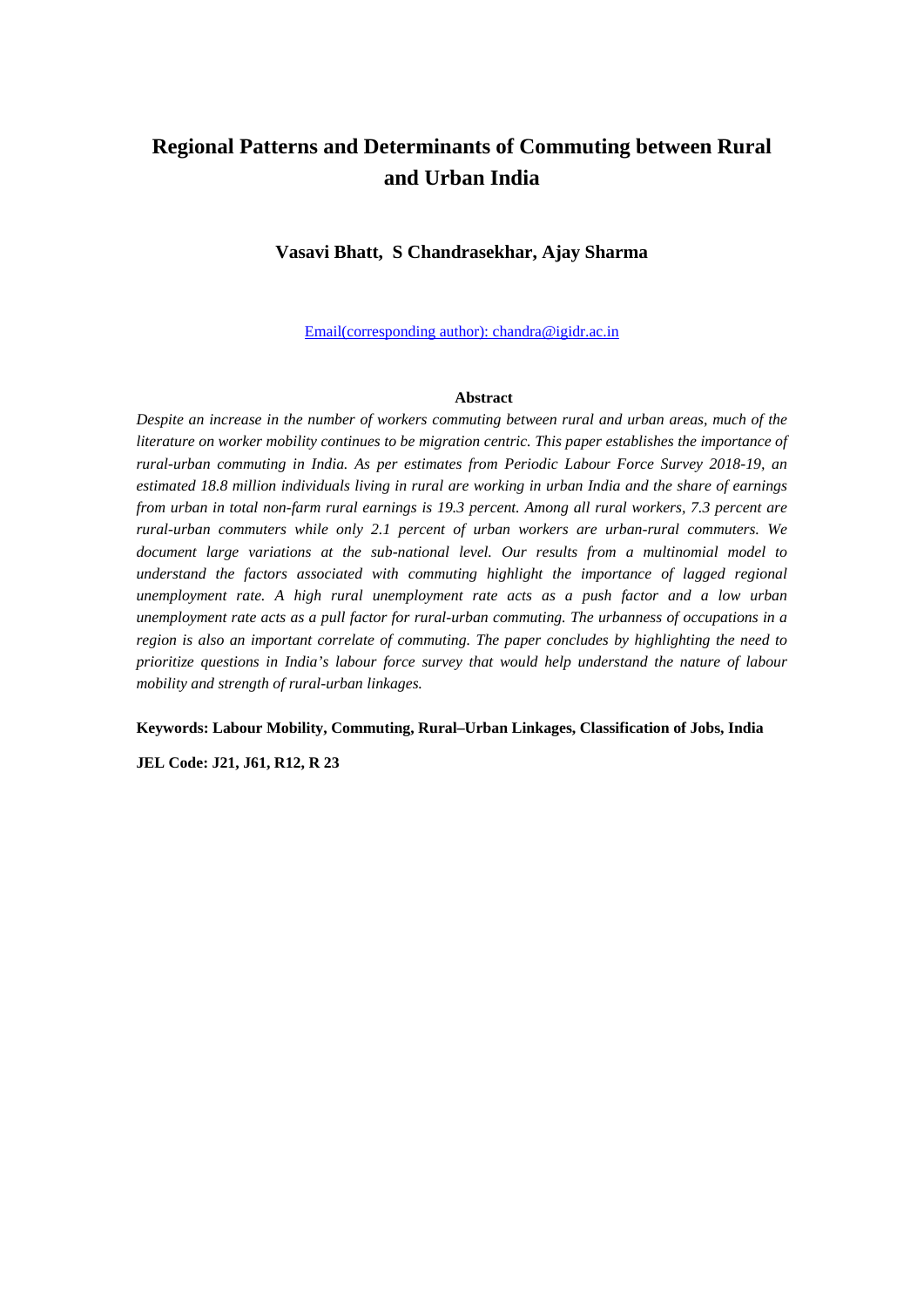# Regional Patterns and Determinants of Commuting between Rural and Urban India

**Vasavi Bhatt, S Chandrasekhar, Ajay Sharma**

Email(corresponding author): chandra@igidr.ac.in

**Abstract**

*Despite an increase in the number of workers commuting between rural and urban areas, much of the literature on worker mobility continues to be migration centric. This paper establishes the importance of rural-urban commuting in India. As per estimates from Periodic Labour Force Survey 2018-19, an estimated 18.8 million individuals living in rural are working in urban India and the share of earnings from urban in total non-farm rural earnings is 19.3 percent. Among all rural workers, 7.3 percent are rural-urban commuters while only 2.1 percent of urban workers are urban-rural commuters. We document large variations at the sub-national level. Our results from a multinomial model to understand the factors associated with commuting highlight the importance of lagged regional unemployment rate. A high rural unemployment rate acts as a push factor and a low urban unemployment rate acts as a pull factor for rural-urban commuting. The urbanness of occupations in a region is also an important correlate of commuting. The paper concludes by highlighting the need to prioritize questions in India's labour force survey that would help understand the nature of labour mobility and strength of rural-urban linkages.*

**Keywords: Labour Mobility, Commuting, Rural–Urban Linkages, Classification of Jobs, India**

**JEL Code: J21, J61, R12, R 23**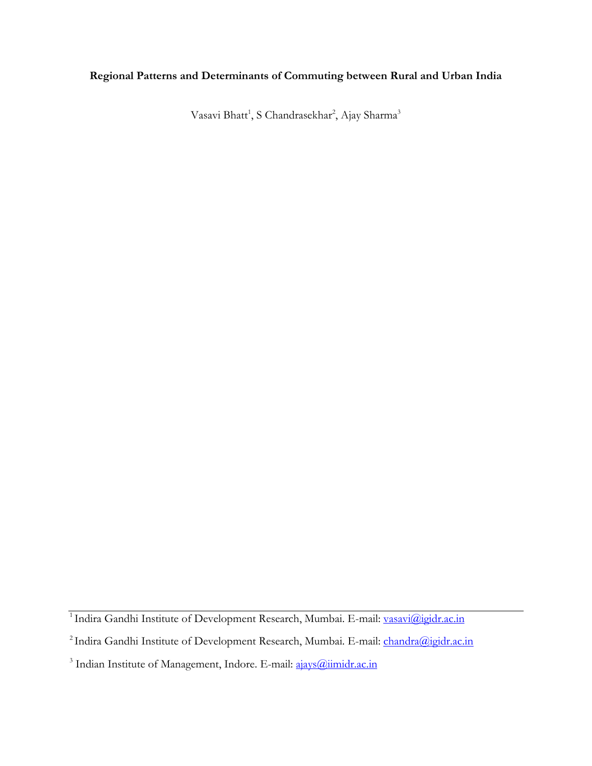**Regional Patterns and Determinants of Commuting between Rural and Urban India**

Vasavi Bhatt[1], S Chandrasekhar[2], Ajay Sharma[3]

---

[1] Indira Gandhi Institute of Development Research, Mumbai. E-mail: vasavi@igidr.ac.in

[2] Indira Gandhi Institute of Development Research, Mumbai. E-mail: chandra@igidr.ac.in

[3] Indian Institute of Management, Indore. E-mail: ajays@iimidr.ac.in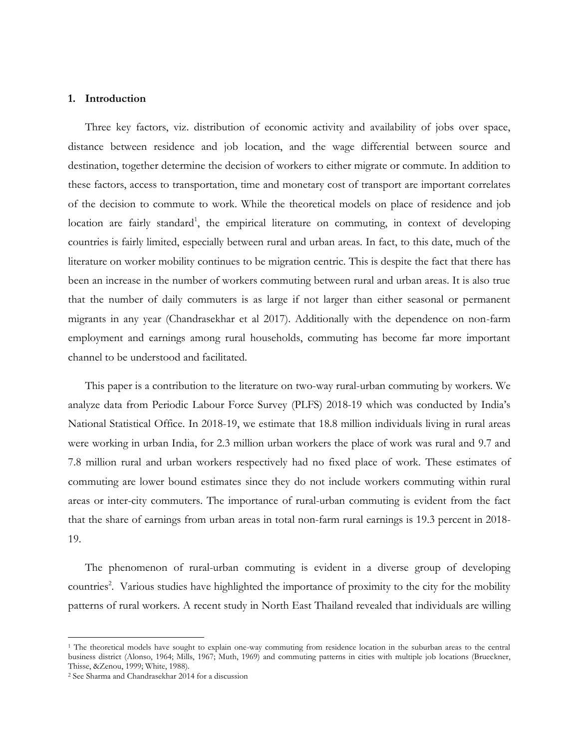## 1. Introduction

Three key factors, viz. distribution of economic activity and availability of jobs over space, distance between residence and job location, and the wage differential between source and destination, together determine the decision of workers to either migrate or commute. In addition to these factors, access to transportation, time and monetary cost of transport are important correlates of the decision to commute to work. While the theoretical models on place of residence and job location are fairly standard[1], the empirical literature on commuting, in context of developing countries is fairly limited, especially between rural and urban areas. In fact, to this date, much of the literature on worker mobility continues to be migration centric. This is despite the fact that there has been an increase in the number of workers commuting between rural and urban areas. It is also true that the number of daily commuters is as large if not larger than either seasonal or permanent migrants in any year (Chandrasekhar et al 2017). Additionally with the dependence on non-farm employment and earnings among rural households, commuting has become far more important channel to be understood and facilitated.

This paper is a contribution to the literature on two-way rural-urban commuting by workers. We analyze data from Periodic Labour Force Survey (PLFS) 2018-19 which was conducted by India's National Statistical Office. In 2018-19, we estimate that 18.8 million individuals living in rural areas were working in urban India, for 2.3 million urban workers the place of work was rural and 9.7 and 7.8 million rural and urban workers respectively had no fixed place of work. These estimates of commuting are lower bound estimates since they do not include workers commuting within rural areas or inter-city commuters. The importance of rural-urban commuting is evident from the fact that the share of earnings from urban areas in total non-farm rural earnings is 19.3 percent in 2018-19.

The phenomenon of rural-urban commuting is evident in a diverse group of developing countries[2]. Various studies have highlighted the importance of proximity to the city for the mobility patterns of rural workers. A recent study in North East Thailand revealed that individuals are willing

---

[1] The theoretical models have sought to explain one-way commuting from residence location in the suburban areas to the central business district (Alonso, 1964; Mills, 1967; Muth, 1969) and commuting patterns in cities with multiple job locations (Brueckner, Thisse, &Zenou, 1999; White, 1988).

[2] See Sharma and Chandrasekhar 2014 for a discussion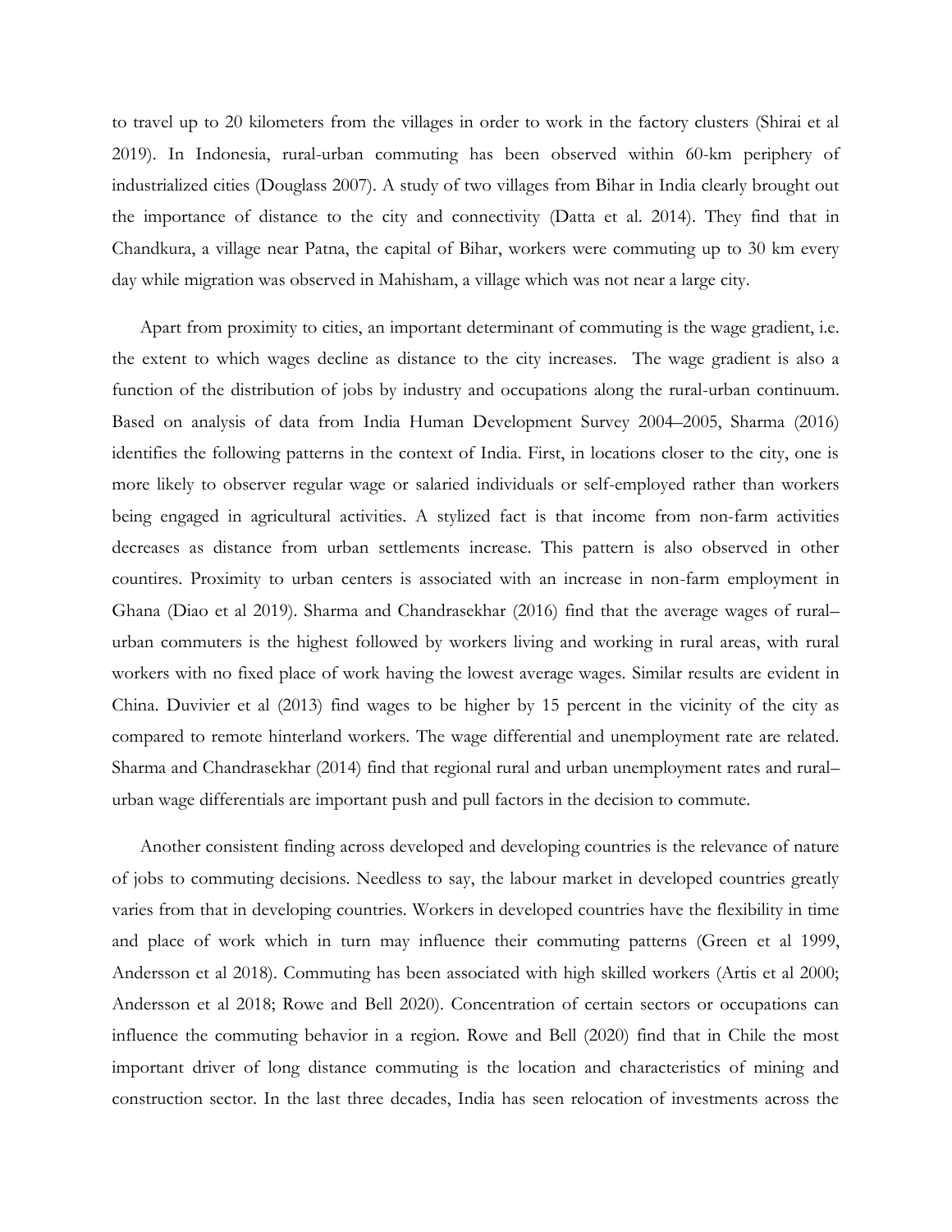to travel up to 20 kilometers from the villages in order to work in the factory clusters (Shirai et al 2019). In Indonesia, rural-urban commuting has been observed within 60-km periphery of industrialized cities (Douglass 2007). A study of two villages from Bihar in India clearly brought out the importance of distance to the city and connectivity (Datta et al. 2014). They find that in Chandkura, a village near Patna, the capital of Bihar, workers were commuting up to 30 km every day while migration was observed in Mahisham, a village which was not near a large city.

Apart from proximity to cities, an important determinant of commuting is the wage gradient, i.e. the extent to which wages decline as distance to the city increases. The wage gradient is also a function of the distribution of jobs by industry and occupations along the rural-urban continuum. Based on analysis of data from India Human Development Survey 2004–2005, Sharma (2016) identifies the following patterns in the context of India. First, in locations closer to the city, one is more likely to observer regular wage or salaried individuals or self-employed rather than workers being engaged in agricultural activities. A stylized fact is that income from non-farm activities decreases as distance from urban settlements increase. This pattern is also observed in other countires. Proximity to urban centers is associated with an increase in non-farm employment in Ghana (Diao et al 2019). Sharma and Chandrasekhar (2016) find that the average wages of rural–urban commuters is the highest followed by workers living and working in rural areas, with rural workers with no fixed place of work having the lowest average wages. Similar results are evident in China. Duvivier et al (2013) find wages to be higher by 15 percent in the vicinity of the city as compared to remote hinterland workers. The wage differential and unemployment rate are related. Sharma and Chandrasekhar (2014) find that regional rural and urban unemployment rates and rural–urban wage differentials are important push and pull factors in the decision to commute.

Another consistent finding across developed and developing countries is the relevance of nature of jobs to commuting decisions. Needless to say, the labour market in developed countries greatly varies from that in developing countries. Workers in developed countries have the flexibility in time and place of work which in turn may influence their commuting patterns (Green et al 1999, Andersson et al 2018). Commuting has been associated with high skilled workers (Artis et al 2000; Andersson et al 2018; Rowe and Bell 2020). Concentration of certain sectors or occupations can influence the commuting behavior in a region. Rowe and Bell (2020) find that in Chile the most important driver of long distance commuting is the location and characteristics of mining and construction sector. In the last three decades, India has seen relocation of investments across the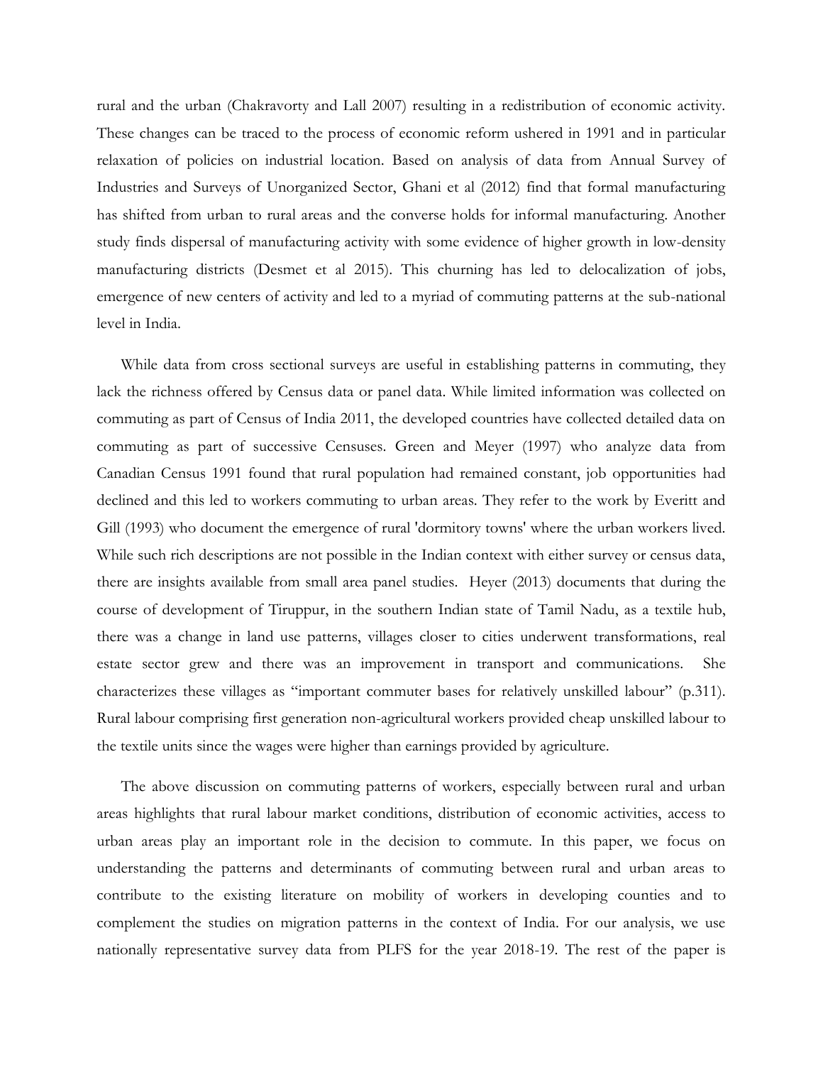rural and the urban (Chakravorty and Lall 2007) resulting in a redistribution of economic activity. These changes can be traced to the process of economic reform ushered in 1991 and in particular relaxation of policies on industrial location. Based on analysis of data from Annual Survey of Industries and Surveys of Unorganized Sector, Ghani et al (2012) find that formal manufacturing has shifted from urban to rural areas and the converse holds for informal manufacturing. Another study finds dispersal of manufacturing activity with some evidence of higher growth in low-density manufacturing districts (Desmet et al 2015). This churning has led to delocalization of jobs, emergence of new centers of activity and led to a myriad of commuting patterns at the sub-national level in India.

While data from cross sectional surveys are useful in establishing patterns in commuting, they lack the richness offered by Census data or panel data. While limited information was collected on commuting as part of Census of India 2011, the developed countries have collected detailed data on commuting as part of successive Censuses. Green and Meyer (1997) who analyze data from Canadian Census 1991 found that rural population had remained constant, job opportunities had declined and this led to workers commuting to urban areas. They refer to the work by Everitt and Gill (1993) who document the emergence of rural 'dormitory towns' where the urban workers lived. While such rich descriptions are not possible in the Indian context with either survey or census data, there are insights available from small area panel studies. Heyer (2013) documents that during the course of development of Tiruppur, in the southern Indian state of Tamil Nadu, as a textile hub, there was a change in land use patterns, villages closer to cities underwent transformations, real estate sector grew and there was an improvement in transport and communications. She characterizes these villages as "important commuter bases for relatively unskilled labour" (p.311). Rural labour comprising first generation non-agricultural workers provided cheap unskilled labour to the textile units since the wages were higher than earnings provided by agriculture.

The above discussion on commuting patterns of workers, especially between rural and urban areas highlights that rural labour market conditions, distribution of economic activities, access to urban areas play an important role in the decision to commute. In this paper, we focus on understanding the patterns and determinants of commuting between rural and urban areas to contribute to the existing literature on mobility of workers in developing counties and to complement the studies on migration patterns in the context of India. For our analysis, we use nationally representative survey data from PLFS for the year 2018-19. The rest of the paper is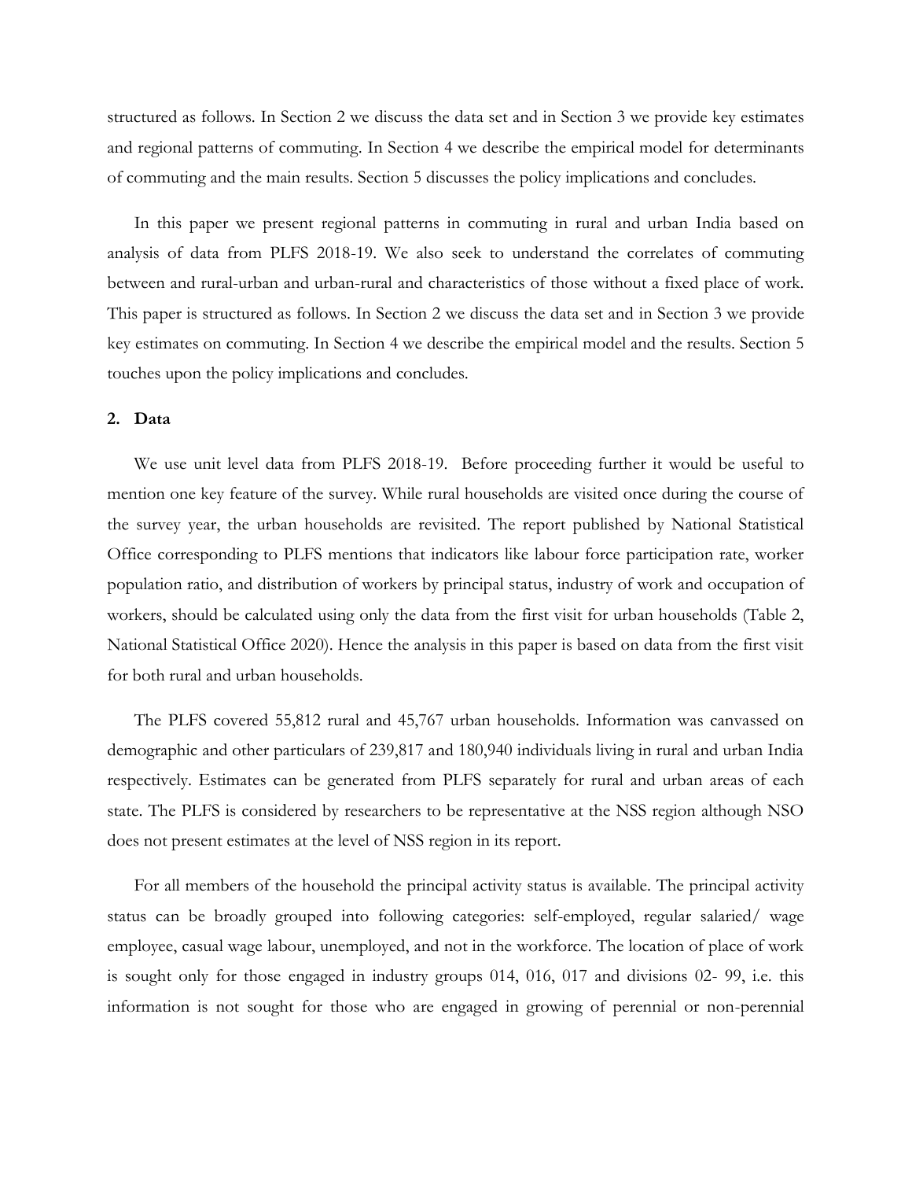structured as follows. In Section 2 we discuss the data set and in Section 3 we provide key estimates and regional patterns of commuting. In Section 4 we describe the empirical model for determinants of commuting and the main results. Section 5 discusses the policy implications and concludes.

In this paper we present regional patterns in commuting in rural and urban India based on analysis of data from PLFS 2018-19. We also seek to understand the correlates of commuting between and rural-urban and urban-rural and characteristics of those without a fixed place of work. This paper is structured as follows. In Section 2 we discuss the data set and in Section 3 we provide key estimates on commuting. In Section 4 we describe the empirical model and the results. Section 5 touches upon the policy implications and concludes.

## 2. Data

We use unit level data from PLFS 2018-19. Before proceeding further it would be useful to mention one key feature of the survey. While rural households are visited once during the course of the survey year, the urban households are revisited. The report published by National Statistical Office corresponding to PLFS mentions that indicators like labour force participation rate, worker population ratio, and distribution of workers by principal status, industry of work and occupation of workers, should be calculated using only the data from the first visit for urban households (Table 2, National Statistical Office 2020). Hence the analysis in this paper is based on data from the first visit for both rural and urban households.

The PLFS covered 55,812 rural and 45,767 urban households. Information was canvassed on demographic and other particulars of 239,817 and 180,940 individuals living in rural and urban India respectively. Estimates can be generated from PLFS separately for rural and urban areas of each state. The PLFS is considered by researchers to be representative at the NSS region although NSO does not present estimates at the level of NSS region in its report.

For all members of the household the principal activity status is available. The principal activity status can be broadly grouped into following categories: self-employed, regular salaried/ wage employee, casual wage labour, unemployed, and not in the workforce. The location of place of work is sought only for those engaged in industry groups 014, 016, 017 and divisions 02- 99, i.e. this information is not sought for those who are engaged in growing of perennial or non-perennial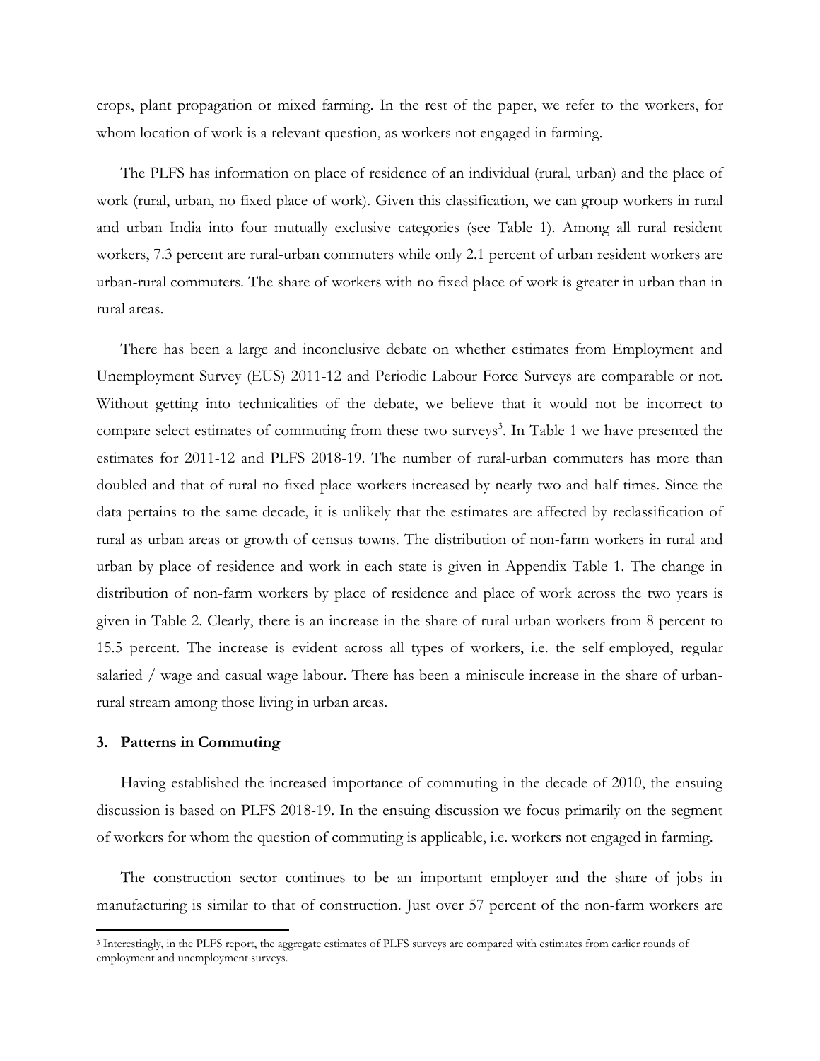crops, plant propagation or mixed farming. In the rest of the paper, we refer to the workers, for whom location of work is a relevant question, as workers not engaged in farming.

The PLFS has information on place of residence of an individual (rural, urban) and the place of work (rural, urban, no fixed place of work). Given this classification, we can group workers in rural and urban India into four mutually exclusive categories (see Table 1). Among all rural resident workers, 7.3 percent are rural-urban commuters while only 2.1 percent of urban resident workers are urban-rural commuters. The share of workers with no fixed place of work is greater in urban than in rural areas.

There has been a large and inconclusive debate on whether estimates from Employment and Unemployment Survey (EUS) 2011-12 and Periodic Labour Force Surveys are comparable or not. Without getting into technicalities of the debate, we believe that it would not be incorrect to compare select estimates of commuting from these two surveys[3]. In Table 1 we have presented the estimates for 2011-12 and PLFS 2018-19. The number of rural-urban commuters has more than doubled and that of rural no fixed place workers increased by nearly two and half times. Since the data pertains to the same decade, it is unlikely that the estimates are affected by reclassification of rural as urban areas or growth of census towns. The distribution of non-farm workers in rural and urban by place of residence and work in each state is given in Appendix Table 1. The change in distribution of non-farm workers by place of residence and place of work across the two years is given in Table 2. Clearly, there is an increase in the share of rural-urban workers from 8 percent to 15.5 percent. The increase is evident across all types of workers, i.e. the self-employed, regular salaried / wage and casual wage labour. There has been a miniscule increase in the share of urban-rural stream among those living in urban areas.

## 3. Patterns in Commuting

Having established the increased importance of commuting in the decade of 2010, the ensuing discussion is based on PLFS 2018-19. In the ensuing discussion we focus primarily on the segment of workers for whom the question of commuting is applicable, i.e. workers not engaged in farming.

The construction sector continues to be an important employer and the share of jobs in manufacturing is similar to that of construction. Just over 57 percent of the non-farm workers are

---

[3] Interestingly, in the PLFS report, the aggregate estimates of PLFS surveys are compared with estimates from earlier rounds of employment and unemployment surveys.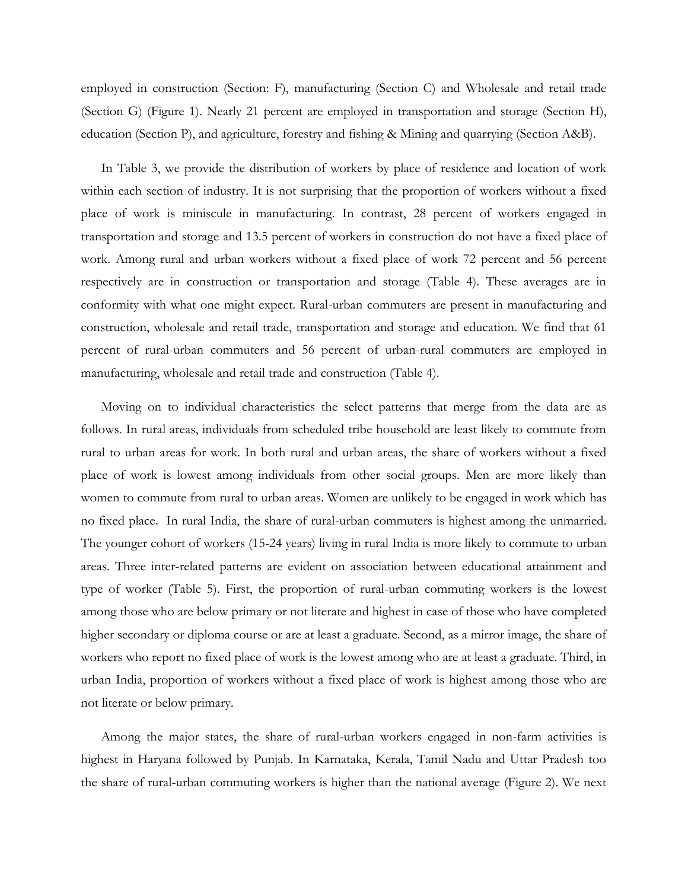employed in construction (Section: F), manufacturing (Section C) and Wholesale and retail trade (Section G) (Figure 1). Nearly 21 percent are employed in transportation and storage (Section H), education (Section P), and agriculture, forestry and fishing & Mining and quarrying (Section A&B).

In Table 3, we provide the distribution of workers by place of residence and location of work within each section of industry. It is not surprising that the proportion of workers without a fixed place of work is miniscule in manufacturing. In contrast, 28 percent of workers engaged in transportation and storage and 13.5 percent of workers in construction do not have a fixed place of work. Among rural and urban workers without a fixed place of work 72 percent and 56 percent respectively are in construction or transportation and storage (Table 4). These averages are in conformity with what one might expect. Rural-urban commuters are present in manufacturing and construction, wholesale and retail trade, transportation and storage and education. We find that 61 percent of rural-urban commuters and 56 percent of urban-rural commuters are employed in manufacturing, wholesale and retail trade and construction (Table 4).

Moving on to individual characteristics the select patterns that merge from the data are as follows. In rural areas, individuals from scheduled tribe household are least likely to commute from rural to urban areas for work. In both rural and urban areas, the share of workers without a fixed place of work is lowest among individuals from other social groups. Men are more likely than women to commute from rural to urban areas. Women are unlikely to be engaged in work which has no fixed place. In rural India, the share of rural-urban commuters is highest among the unmarried. The younger cohort of workers (15-24 years) living in rural India is more likely to commute to urban areas. Three inter-related patterns are evident on association between educational attainment and type of worker (Table 5). First, the proportion of rural-urban commuting workers is the lowest among those who are below primary or not literate and highest in case of those who have completed higher secondary or diploma course or are at least a graduate. Second, as a mirror image, the share of workers who report no fixed place of work is the lowest among who are at least a graduate. Third, in urban India, proportion of workers without a fixed place of work is highest among those who are not literate or below primary.

Among the major states, the share of rural-urban workers engaged in non-farm activities is highest in Haryana followed by Punjab. In Karnataka, Kerala, Tamil Nadu and Uttar Pradesh too the share of rural-urban commuting workers is higher than the national average (Figure 2). We next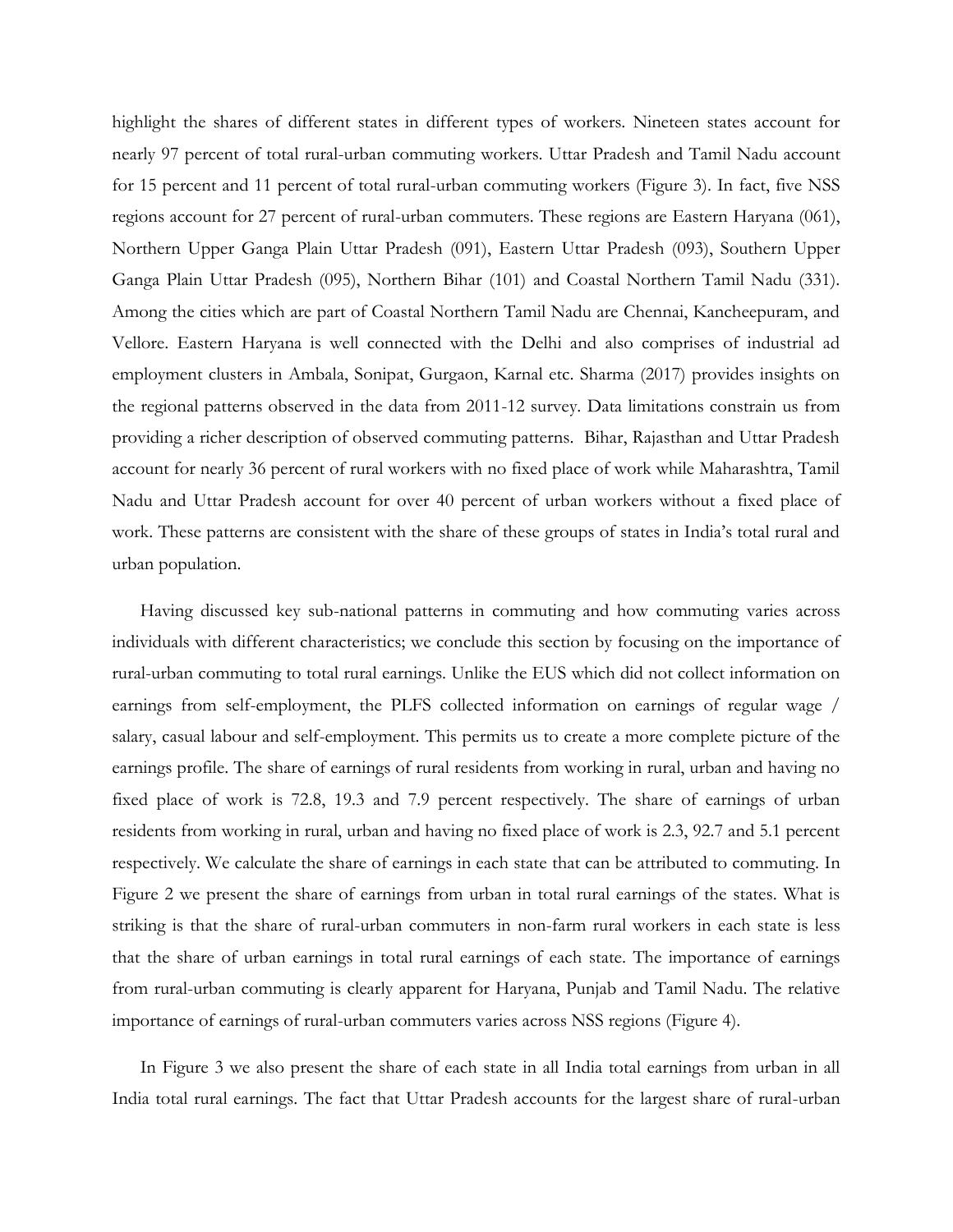highlight the shares of different states in different types of workers. Nineteen states account for nearly 97 percent of total rural-urban commuting workers. Uttar Pradesh and Tamil Nadu account for 15 percent and 11 percent of total rural-urban commuting workers (Figure 3). In fact, five NSS regions account for 27 percent of rural-urban commuters. These regions are Eastern Haryana (061), Northern Upper Ganga Plain Uttar Pradesh (091), Eastern Uttar Pradesh (093), Southern Upper Ganga Plain Uttar Pradesh (095), Northern Bihar (101) and Coastal Northern Tamil Nadu (331). Among the cities which are part of Coastal Northern Tamil Nadu are Chennai, Kancheepuram, and Vellore. Eastern Haryana is well connected with the Delhi and also comprises of industrial ad employment clusters in Ambala, Sonipat, Gurgaon, Karnal etc. Sharma (2017) provides insights on the regional patterns observed in the data from 2011-12 survey. Data limitations constrain us from providing a richer description of observed commuting patterns. Bihar, Rajasthan and Uttar Pradesh account for nearly 36 percent of rural workers with no fixed place of work while Maharashtra, Tamil Nadu and Uttar Pradesh account for over 40 percent of urban workers without a fixed place of work. These patterns are consistent with the share of these groups of states in India's total rural and urban population.

Having discussed key sub-national patterns in commuting and how commuting varies across individuals with different characteristics; we conclude this section by focusing on the importance of rural-urban commuting to total rural earnings. Unlike the EUS which did not collect information on earnings from self-employment, the PLFS collected information on earnings of regular wage / salary, casual labour and self-employment. This permits us to create a more complete picture of the earnings profile. The share of earnings of rural residents from working in rural, urban and having no fixed place of work is 72.8, 19.3 and 7.9 percent respectively. The share of earnings of urban residents from working in rural, urban and having no fixed place of work is 2.3, 92.7 and 5.1 percent respectively. We calculate the share of earnings in each state that can be attributed to commuting. In Figure 2 we present the share of earnings from urban in total rural earnings of the states. What is striking is that the share of rural-urban commuters in non-farm rural workers in each state is less that the share of urban earnings in total rural earnings of each state. The importance of earnings from rural-urban commuting is clearly apparent for Haryana, Punjab and Tamil Nadu. The relative importance of earnings of rural-urban commuters varies across NSS regions (Figure 4).

In Figure 3 we also present the share of each state in all India total earnings from urban in all India total rural earnings. The fact that Uttar Pradesh accounts for the largest share of rural-urban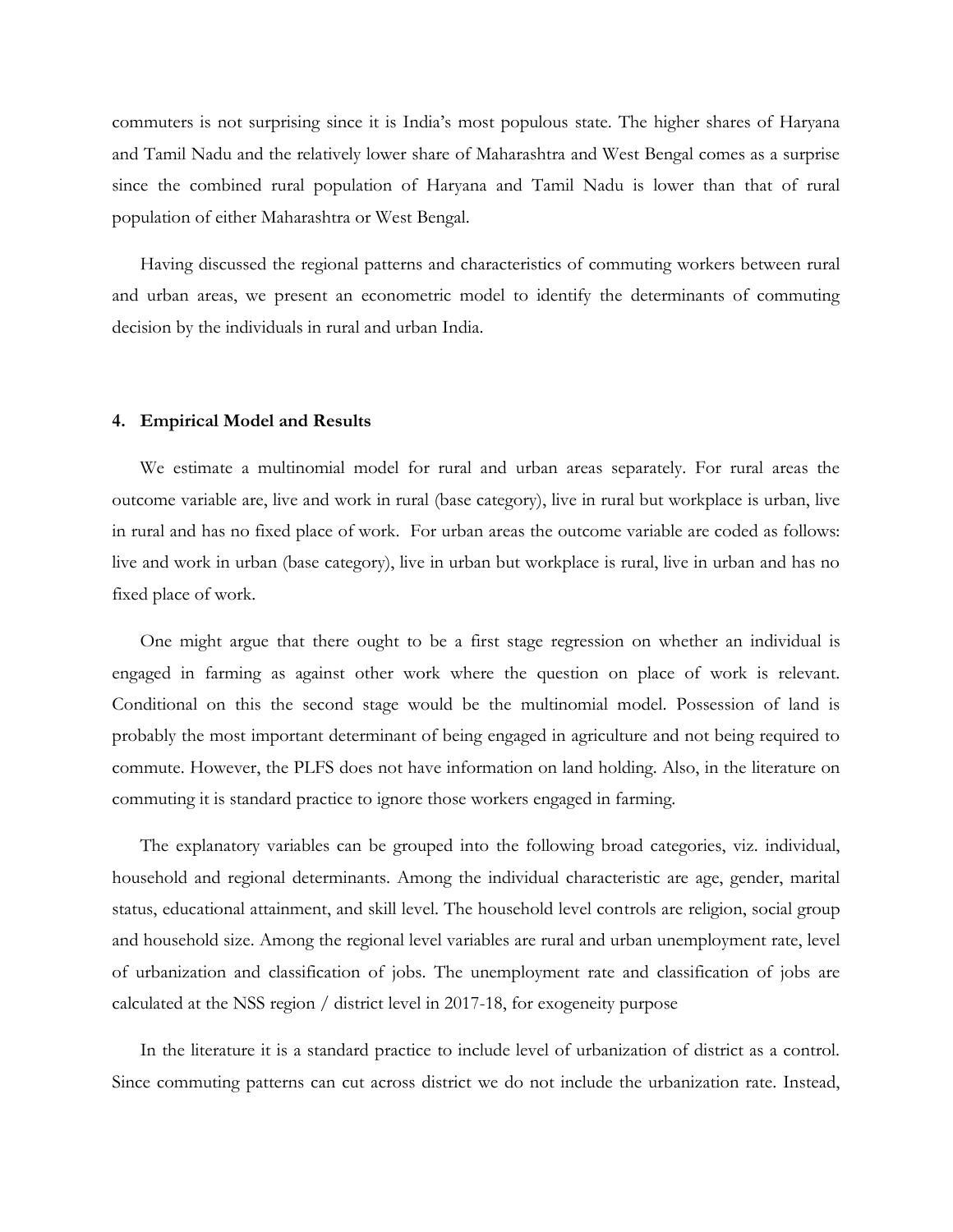commuters is not surprising since it is India's most populous state. The higher shares of Haryana and Tamil Nadu and the relatively lower share of Maharashtra and West Bengal comes as a surprise since the combined rural population of Haryana and Tamil Nadu is lower than that of rural population of either Maharashtra or West Bengal.

Having discussed the regional patterns and characteristics of commuting workers between rural and urban areas, we present an econometric model to identify the determinants of commuting decision by the individuals in rural and urban India.

## 4. Empirical Model and Results

We estimate a multinomial model for rural and urban areas separately. For rural areas the outcome variable are, live and work in rural (base category), live in rural but workplace is urban, live in rural and has no fixed place of work. For urban areas the outcome variable are coded as follows: live and work in urban (base category), live in urban but workplace is rural, live in urban and has no fixed place of work.

One might argue that there ought to be a first stage regression on whether an individual is engaged in farming as against other work where the question on place of work is relevant. Conditional on this the second stage would be the multinomial model. Possession of land is probably the most important determinant of being engaged in agriculture and not being required to commute. However, the PLFS does not have information on land holding. Also, in the literature on commuting it is standard practice to ignore those workers engaged in farming.

The explanatory variables can be grouped into the following broad categories, viz. individual, household and regional determinants. Among the individual characteristic are age, gender, marital status, educational attainment, and skill level. The household level controls are religion, social group and household size. Among the regional level variables are rural and urban unemployment rate, level of urbanization and classification of jobs. The unemployment rate and classification of jobs are calculated at the NSS region / district level in 2017-18, for exogeneity purpose

In the literature it is a standard practice to include level of urbanization of district as a control. Since commuting patterns can cut across district we do not include the urbanization rate. Instead,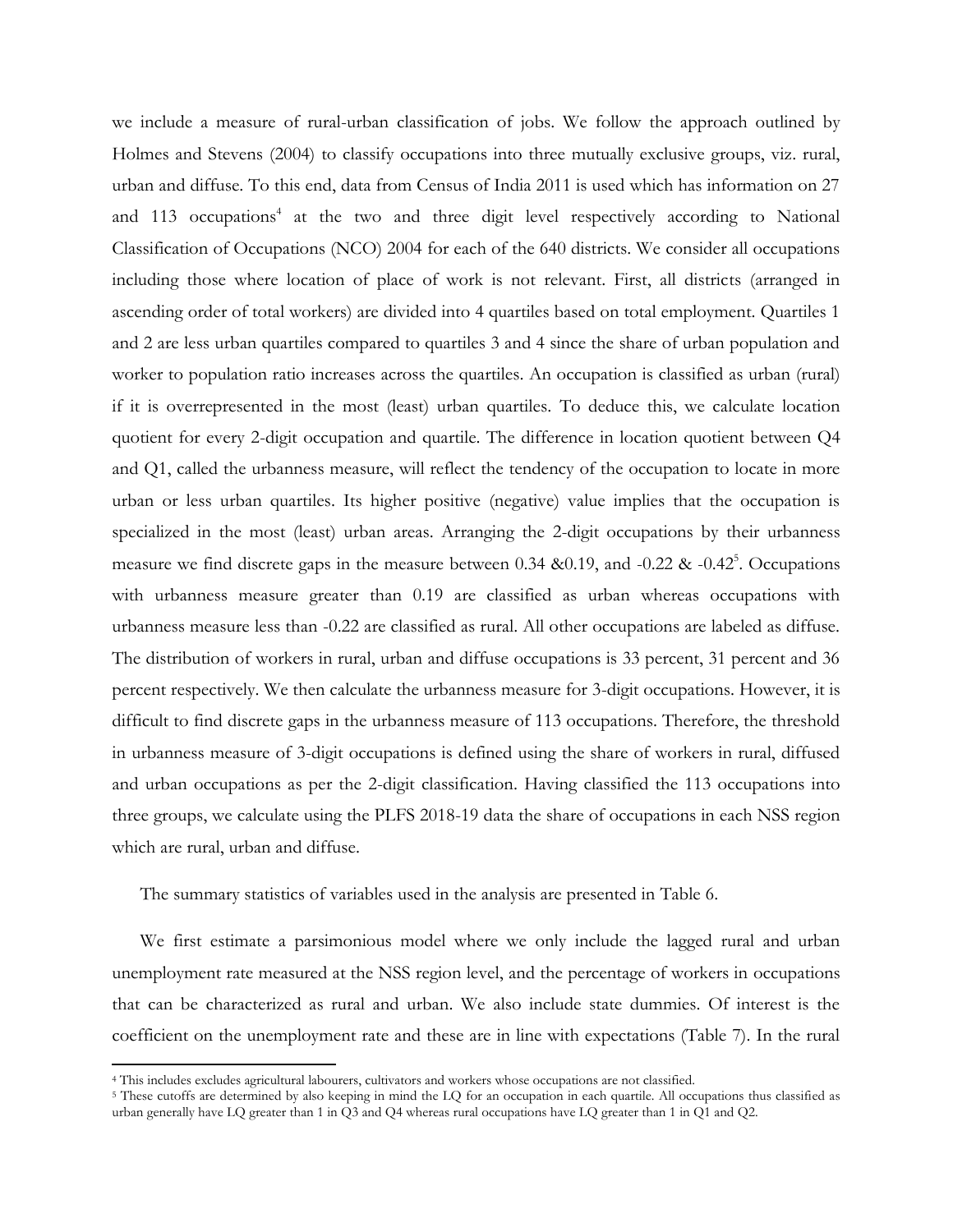we include a measure of rural-urban classification of jobs. We follow the approach outlined by Holmes and Stevens (2004) to classify occupations into three mutually exclusive groups, viz. rural, urban and diffuse. To this end, data from Census of India 2011 is used which has information on 27 and 113 occupations[4] at the two and three digit level respectively according to National Classification of Occupations (NCO) 2004 for each of the 640 districts. We consider all occupations including those where location of place of work is not relevant. First, all districts (arranged in ascending order of total workers) are divided into 4 quartiles based on total employment. Quartiles 1 and 2 are less urban quartiles compared to quartiles 3 and 4 since the share of urban population and worker to population ratio increases across the quartiles. An occupation is classified as urban (rural) if it is overrepresented in the most (least) urban quartiles. To deduce this, we calculate location quotient for every 2-digit occupation and quartile. The difference in location quotient between Q4 and Q1, called the urbanness measure, will reflect the tendency of the occupation to locate in more urban or less urban quartiles. Its higher positive (negative) value implies that the occupation is specialized in the most (least) urban areas. Arranging the 2-digit occupations by their urbanness measure we find discrete gaps in the measure between 0.34 &0.19, and -0.22 & -0.42[5]. Occupations with urbanness measure greater than 0.19 are classified as urban whereas occupations with urbanness measure less than -0.22 are classified as rural. All other occupations are labeled as diffuse. The distribution of workers in rural, urban and diffuse occupations is 33 percent, 31 percent and 36 percent respectively. We then calculate the urbanness measure for 3-digit occupations. However, it is difficult to find discrete gaps in the urbanness measure of 113 occupations. Therefore, the threshold in urbanness measure of 3-digit occupations is defined using the share of workers in rural, diffused and urban occupations as per the 2-digit classification. Having classified the 113 occupations into three groups, we calculate using the PLFS 2018-19 data the share of occupations in each NSS region which are rural, urban and diffuse.

The summary statistics of variables used in the analysis are presented in Table 6.

We first estimate a parsimonious model where we only include the lagged rural and urban unemployment rate measured at the NSS region level, and the percentage of workers in occupations that can be characterized as rural and urban. We also include state dummies. Of interest is the coefficient on the unemployment rate and these are in line with expectations (Table 7). In the rural

---

[4] This includes excludes agricultural labourers, cultivators and workers whose occupations are not classified.

[5] These cutoffs are determined by also keeping in mind the LQ for an occupation in each quartile. All occupations thus classified as urban generally have LQ greater than 1 in Q3 and Q4 whereas rural occupations have LQ greater than 1 in Q1 and Q2.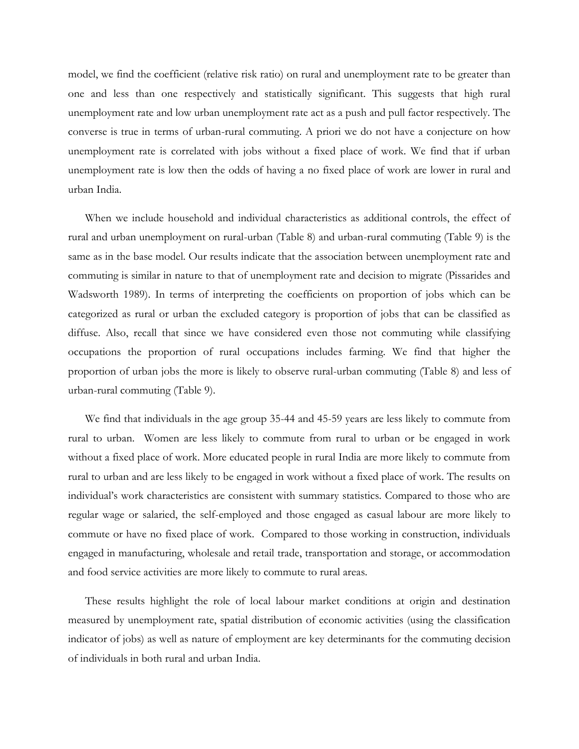model, we find the coefficient (relative risk ratio) on rural and unemployment rate to be greater than one and less than one respectively and statistically significant. This suggests that high rural unemployment rate and low urban unemployment rate act as a push and pull factor respectively. The converse is true in terms of urban-rural commuting. A priori we do not have a conjecture on how unemployment rate is correlated with jobs without a fixed place of work. We find that if urban unemployment rate is low then the odds of having a no fixed place of work are lower in rural and urban India.

When we include household and individual characteristics as additional controls, the effect of rural and urban unemployment on rural-urban (Table 8) and urban-rural commuting (Table 9) is the same as in the base model. Our results indicate that the association between unemployment rate and commuting is similar in nature to that of unemployment rate and decision to migrate (Pissarides and Wadsworth 1989). In terms of interpreting the coefficients on proportion of jobs which can be categorized as rural or urban the excluded category is proportion of jobs that can be classified as diffuse. Also, recall that since we have considered even those not commuting while classifying occupations the proportion of rural occupations includes farming. We find that higher the proportion of urban jobs the more is likely to observe rural-urban commuting (Table 8) and less of urban-rural commuting (Table 9).

We find that individuals in the age group 35-44 and 45-59 years are less likely to commute from rural to urban. Women are less likely to commute from rural to urban or be engaged in work without a fixed place of work. More educated people in rural India are more likely to commute from rural to urban and are less likely to be engaged in work without a fixed place of work. The results on individual's work characteristics are consistent with summary statistics. Compared to those who are regular wage or salaried, the self-employed and those engaged as casual labour are more likely to commute or have no fixed place of work. Compared to those working in construction, individuals engaged in manufacturing, wholesale and retail trade, transportation and storage, or accommodation and food service activities are more likely to commute to rural areas.

These results highlight the role of local labour market conditions at origin and destination measured by unemployment rate, spatial distribution of economic activities (using the classification indicator of jobs) as well as nature of employment are key determinants for the commuting decision of individuals in both rural and urban India.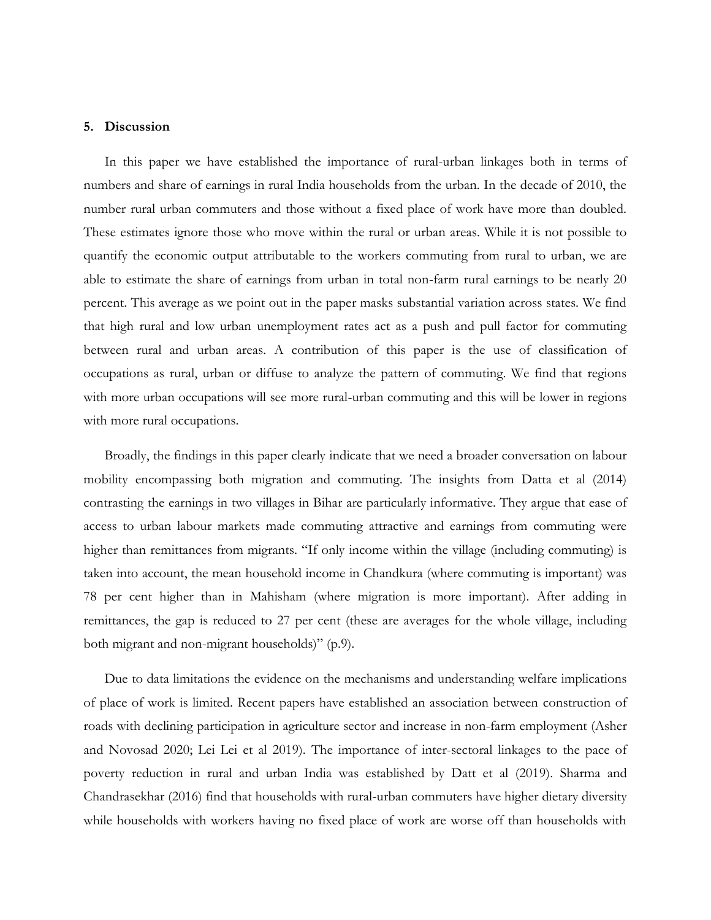## 5. Discussion

In this paper we have established the importance of rural-urban linkages both in terms of numbers and share of earnings in rural India households from the urban. In the decade of 2010, the number rural urban commuters and those without a fixed place of work have more than doubled. These estimates ignore those who move within the rural or urban areas. While it is not possible to quantify the economic output attributable to the workers commuting from rural to urban, we are able to estimate the share of earnings from urban in total non-farm rural earnings to be nearly 20 percent. This average as we point out in the paper masks substantial variation across states. We find that high rural and low urban unemployment rates act as a push and pull factor for commuting between rural and urban areas. A contribution of this paper is the use of classification of occupations as rural, urban or diffuse to analyze the pattern of commuting. We find that regions with more urban occupations will see more rural-urban commuting and this will be lower in regions with more rural occupations.

Broadly, the findings in this paper clearly indicate that we need a broader conversation on labour mobility encompassing both migration and commuting. The insights from Datta et al (2014) contrasting the earnings in two villages in Bihar are particularly informative. They argue that ease of access to urban labour markets made commuting attractive and earnings from commuting were higher than remittances from migrants. "If only income within the village (including commuting) is taken into account, the mean household income in Chandkura (where commuting is important) was 78 per cent higher than in Mahisham (where migration is more important). After adding in remittances, the gap is reduced to 27 per cent (these are averages for the whole village, including both migrant and non-migrant households)" (p.9).

Due to data limitations the evidence on the mechanisms and understanding welfare implications of place of work is limited. Recent papers have established an association between construction of roads with declining participation in agriculture sector and increase in non-farm employment (Asher and Novosad 2020; Lei Lei et al 2019). The importance of inter-sectoral linkages to the pace of poverty reduction in rural and urban India was established by Datt et al (2019). Sharma and Chandrasekhar (2016) find that households with rural-urban commuters have higher dietary diversity while households with workers having no fixed place of work are worse off than households with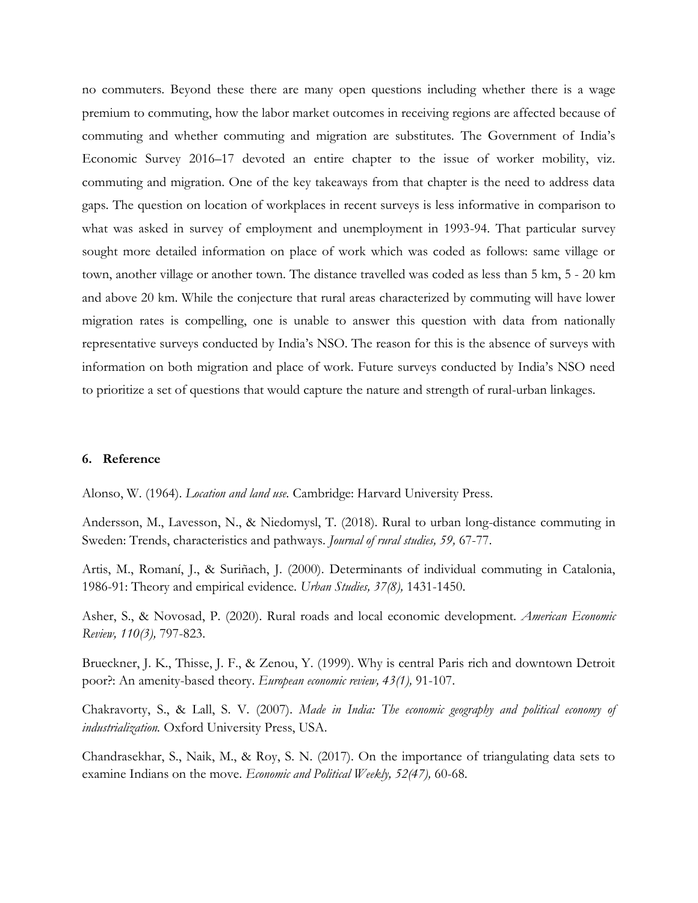no commuters. Beyond these there are many open questions including whether there is a wage premium to commuting, how the labor market outcomes in receiving regions are affected because of commuting and whether commuting and migration are substitutes. The Government of India's Economic Survey 2016–17 devoted an entire chapter to the issue of worker mobility, viz. commuting and migration. One of the key takeaways from that chapter is the need to address data gaps. The question on location of workplaces in recent surveys is less informative in comparison to what was asked in survey of employment and unemployment in 1993-94. That particular survey sought more detailed information on place of work which was coded as follows: same village or town, another village or another town. The distance travelled was coded as less than 5 km, 5 - 20 km and above 20 km. While the conjecture that rural areas characterized by commuting will have lower migration rates is compelling, one is unable to answer this question with data from nationally representative surveys conducted by India's NSO. The reason for this is the absence of surveys with information on both migration and place of work. Future surveys conducted by India's NSO need to prioritize a set of questions that would capture the nature and strength of rural-urban linkages.

## 6. Reference

Alonso, W. (1964). *Location and land use.* Cambridge: Harvard University Press.

Andersson, M., Lavesson, N., & Niedomysl, T. (2018). Rural to urban long-distance commuting in Sweden: Trends, characteristics and pathways. *Journal of rural studies, 59,* 67-77.

Artis, M., Romaní, J., & Suriñach, J. (2000). Determinants of individual commuting in Catalonia, 1986-91: Theory and empirical evidence. *Urban Studies, 37(8),* 1431-1450.

Asher, S., & Novosad, P. (2020). Rural roads and local economic development. *American Economic Review, 110(3),* 797-823.

Brueckner, J. K., Thisse, J. F., & Zenou, Y. (1999). Why is central Paris rich and downtown Detroit poor?: An amenity-based theory. *European economic review, 43(1),* 91-107.

Chakravorty, S., & Lall, S. V. (2007). *Made in India: The economic geography and political economy of industrialization.* Oxford University Press, USA.

Chandrasekhar, S., Naik, M., & Roy, S. N. (2017). On the importance of triangulating data sets to examine Indians on the move. *Economic and Political Weekly, 52(47),* 60-68.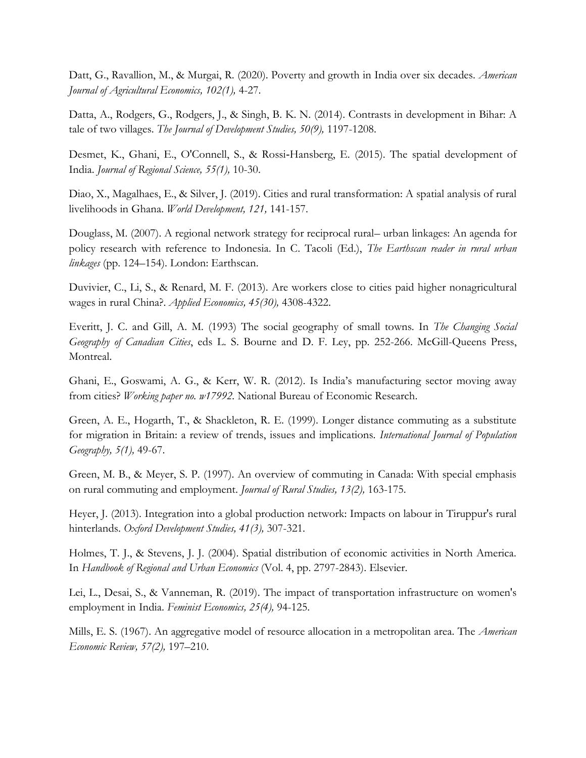Datt, G., Ravallion, M., & Murgai, R. (2020). Poverty and growth in India over six decades. *American Journal of Agricultural Economics, 102(1),* 4-27.

Datta, A., Rodgers, G., Rodgers, J., & Singh, B. K. N. (2014). Contrasts in development in Bihar: A tale of two villages. *The Journal of Development Studies, 50(9),* 1197-1208.

Desmet, K., Ghani, E., O'Connell, S., & Rossi‐Hansberg, E. (2015). The spatial development of India. *Journal of Regional Science, 55(1),* 10-30.

Diao, X., Magalhaes, E., & Silver, J. (2019). Cities and rural transformation: A spatial analysis of rural livelihoods in Ghana. *World Development, 121,* 141-157.

Douglass, M. (2007). A regional network strategy for reciprocal rural– urban linkages: An agenda for policy research with reference to Indonesia. In C. Tacoli (Ed.), *The Earthscan reader in rural urban linkages* (pp. 124–154). London: Earthscan.

Duvivier, C., Li, S., & Renard, M. F. (2013). Are workers close to cities paid higher nonagricultural wages in rural China?. *Applied Economics, 45(30),* 4308-4322.

Everitt, J. C. and Gill, A. M. (1993) The social geography of small towns. In *The Changing Social Geography of Canadian Cities*, eds L. S. Bourne and D. F. Ley, pp. 252-266. McGill-Queens Press, Montreal.

Ghani, E., Goswami, A. G., & Kerr, W. R. (2012). Is India's manufacturing sector moving away from cities? *Working paper no. w17992.* National Bureau of Economic Research.

Green, A. E., Hogarth, T., & Shackleton, R. E. (1999). Longer distance commuting as a substitute for migration in Britain: a review of trends, issues and implications. *International Journal of Population Geography, 5(1),* 49-67.

Green, M. B., & Meyer, S. P. (1997). An overview of commuting in Canada: With special emphasis on rural commuting and employment. *Journal of Rural Studies, 13(2),* 163-175.

Heyer, J. (2013). Integration into a global production network: Impacts on labour in Tiruppur's rural hinterlands. *Oxford Development Studies, 41(3),* 307-321.

Holmes, T. J., & Stevens, J. J. (2004). Spatial distribution of economic activities in North America. In *Handbook of Regional and Urban Economics* (Vol. 4, pp. 2797-2843). Elsevier.

Lei, L., Desai, S., & Vanneman, R. (2019). The impact of transportation infrastructure on women's employment in India. *Feminist Economics, 25(4),* 94-125.

Mills, E. S. (1967). An aggregative model of resource allocation in a metropolitan area. The *American Economic Review, 57(2),* 197–210.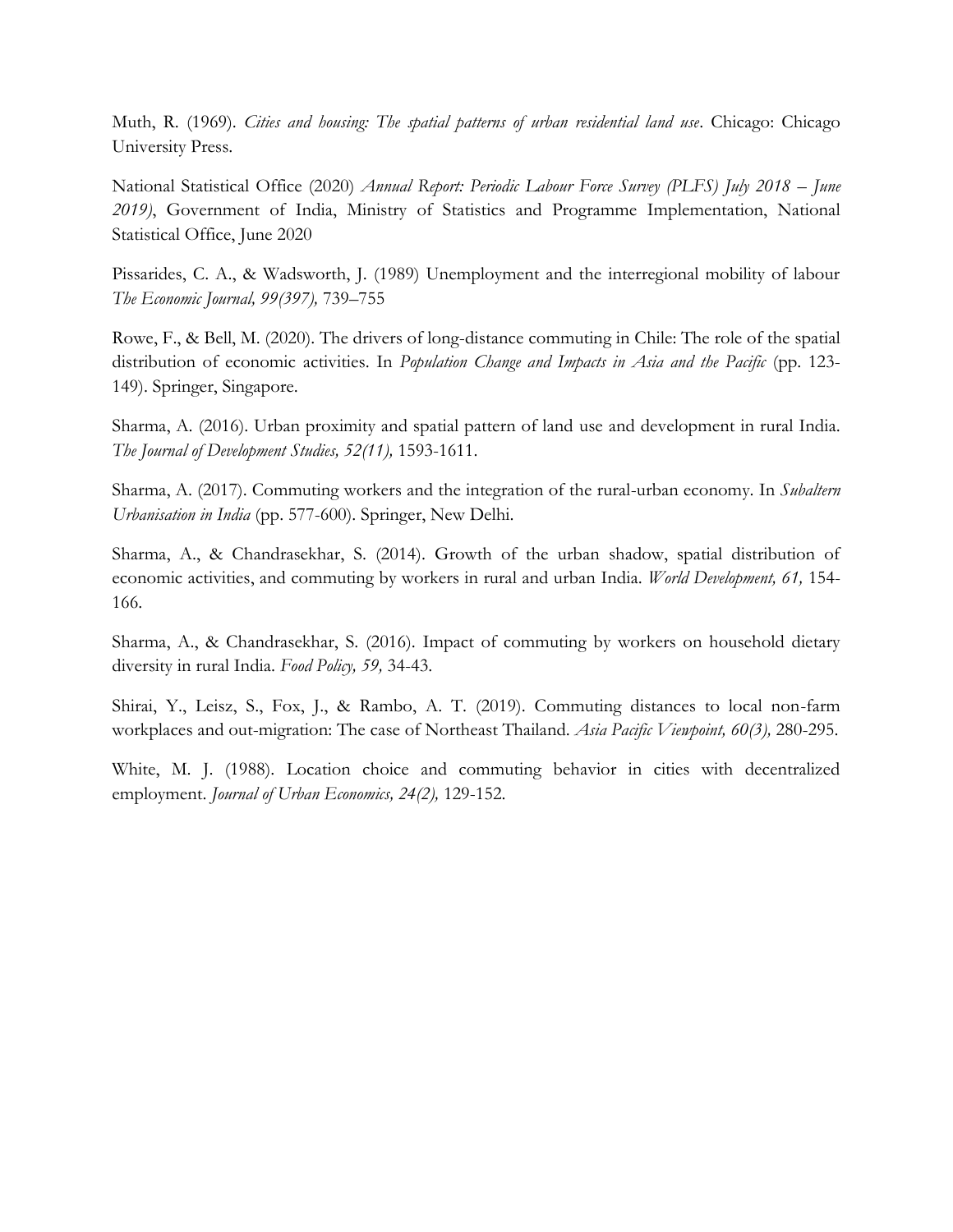Muth, R. (1969). *Cities and housing: The spatial patterns of urban residential land use*. Chicago: Chicago University Press.

National Statistical Office (2020) *Annual Report: Periodic Labour Force Survey (PLFS) July 2018 – June 2019)*, Government of India, Ministry of Statistics and Programme Implementation, National Statistical Office, June 2020

Pissarides, C. A., & Wadsworth, J. (1989) Unemployment and the interregional mobility of labour *The Economic Journal, 99(397),* 739–755

Rowe, F., & Bell, M. (2020). The drivers of long-distance commuting in Chile: The role of the spatial distribution of economic activities. In *Population Change and Impacts in Asia and the Pacific* (pp. 123-149). Springer, Singapore.

Sharma, A. (2016). Urban proximity and spatial pattern of land use and development in rural India. *The Journal of Development Studies, 52(11),* 1593-1611.

Sharma, A. (2017). Commuting workers and the integration of the rural-urban economy. In *Subaltern Urbanisation in India* (pp. 577-600). Springer, New Delhi.

Sharma, A., & Chandrasekhar, S. (2014). Growth of the urban shadow, spatial distribution of economic activities, and commuting by workers in rural and urban India. *World Development, 61,* 154-166.

Sharma, A., & Chandrasekhar, S. (2016). Impact of commuting by workers on household dietary diversity in rural India. *Food Policy, 59,* 34-43.

Shirai, Y., Leisz, S., Fox, J., & Rambo, A. T. (2019). Commuting distances to local non-farm workplaces and out-migration: The case of Northeast Thailand. *Asia Pacific Viewpoint, 60(3),* 280-295.

White, M. J. (1988). Location choice and commuting behavior in cities with decentralized employment. *Journal of Urban Economics, 24(2),* 129-152.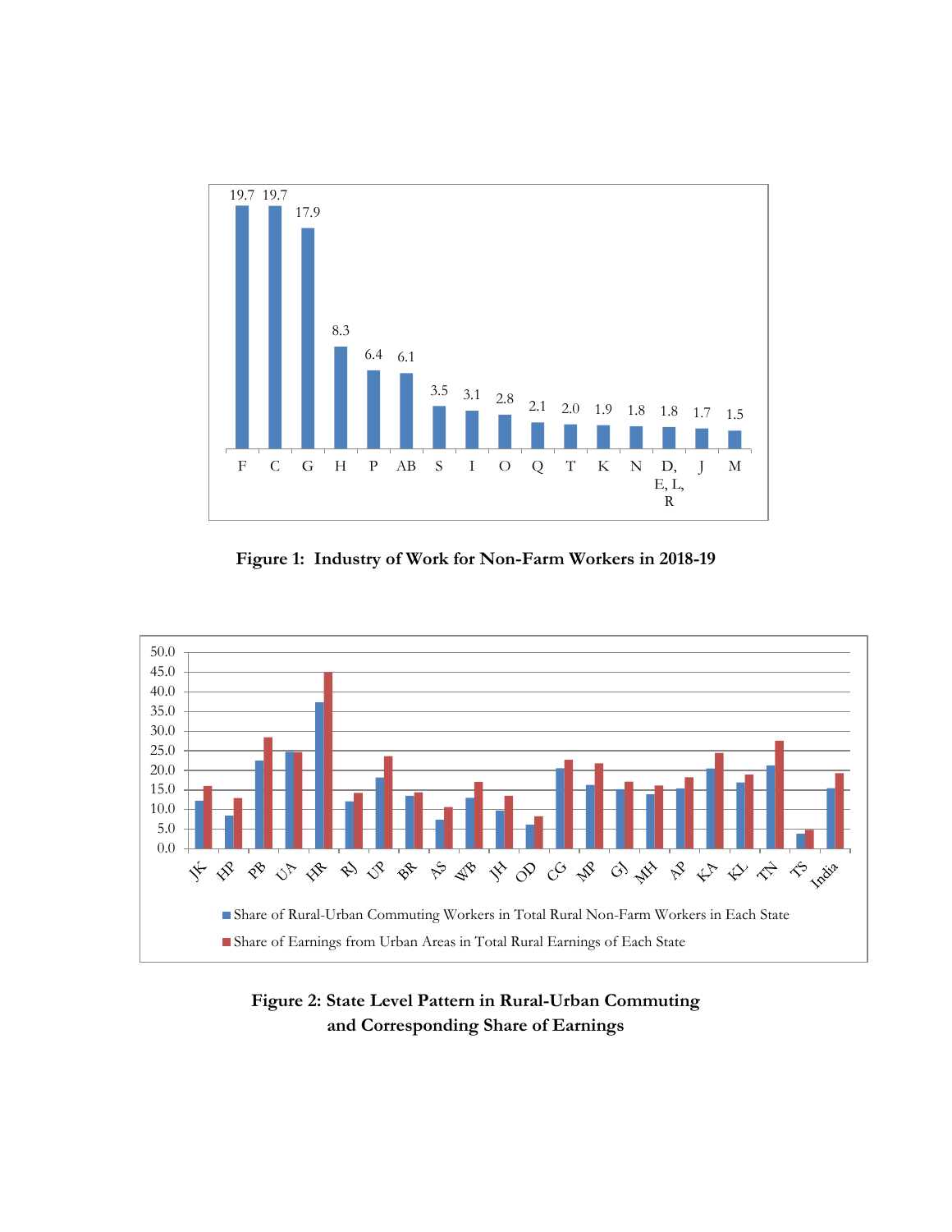Figure 1: Industry of Work for Non-Farm Workers in 2018-19

Figure 2: State Level Pattern in Rural-Urban Commuting and Corresponding Share of Earnings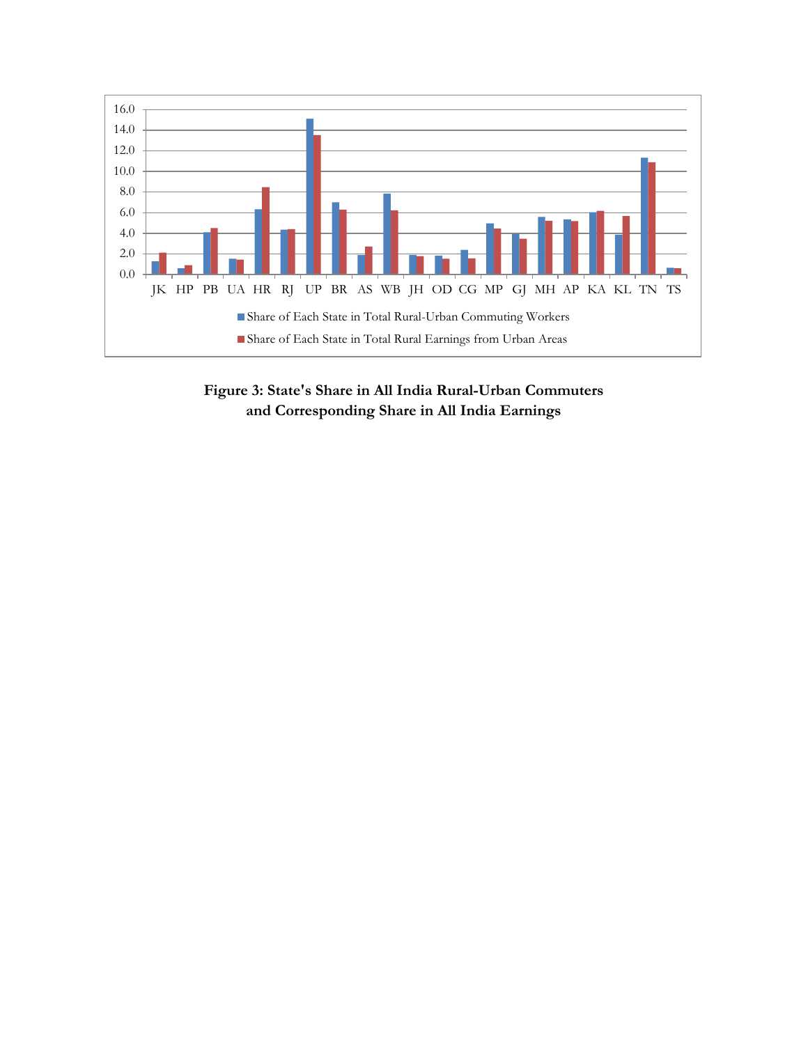**Figure 3: State's Share in All India Rural-Urban Commuters and Corresponding Share in All India Earnings**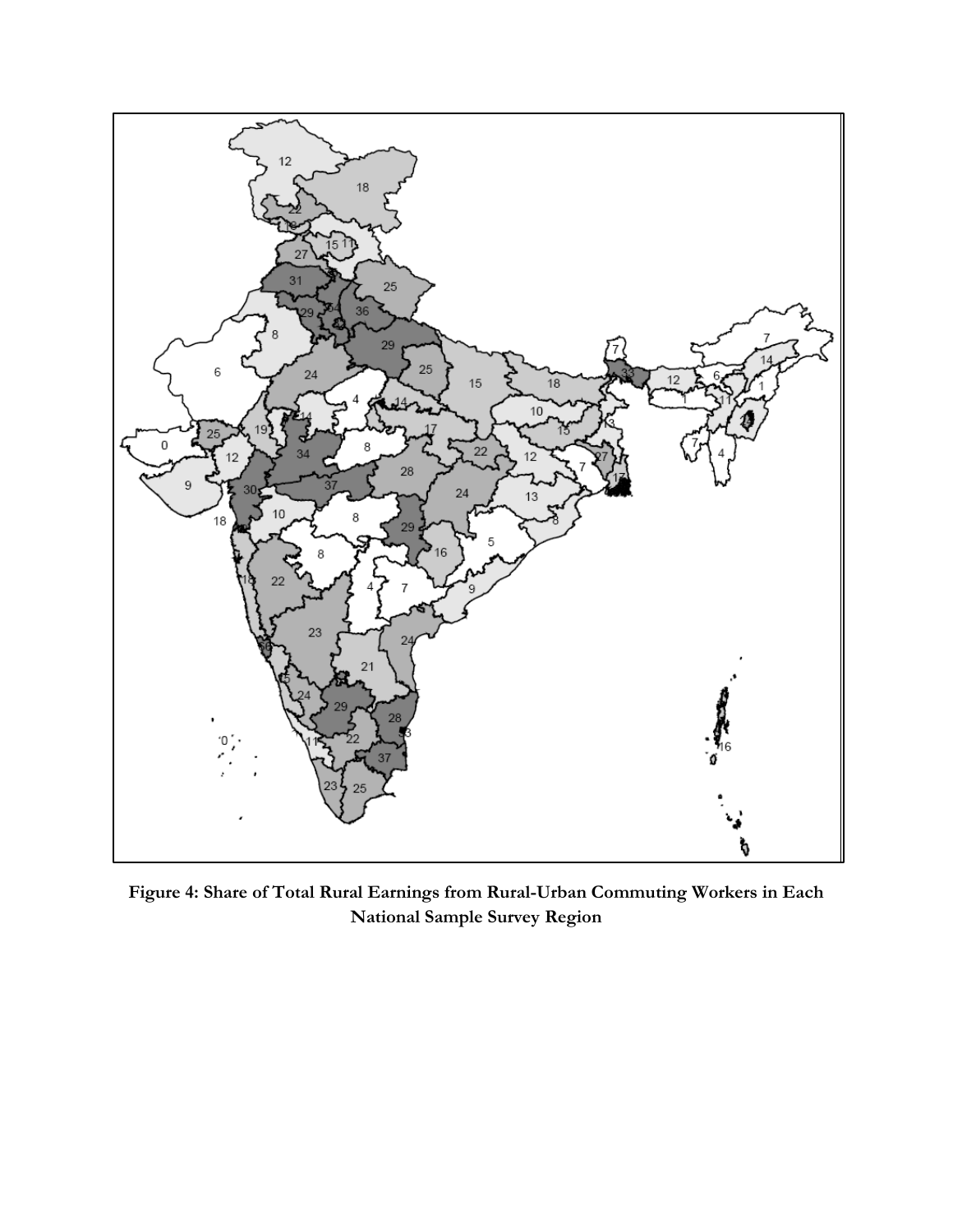**Figure 4: Share of Total Rural Earnings from Rural-Urban Commuting Workers in Each National Sample Survey Region**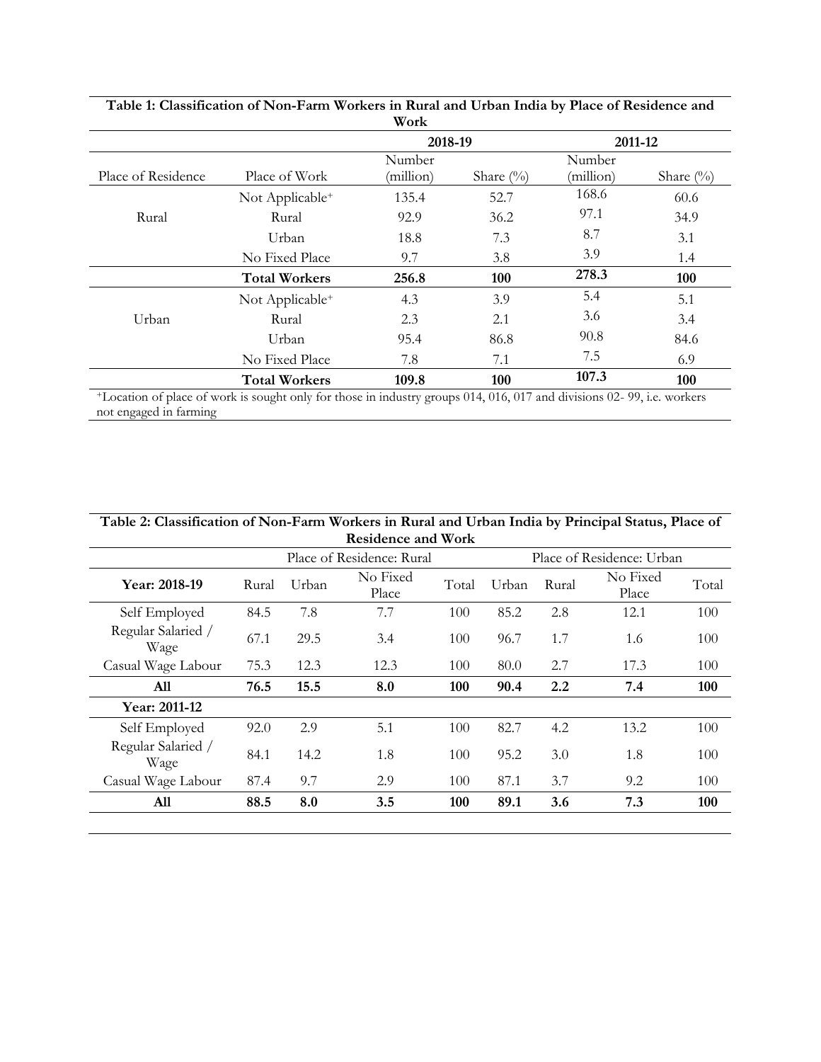**Table 1: Classification of Non-Farm Workers in Rural and Urban India by Place of Residence and Work**

| Place of Residence | Place of Work | 2018-19 Number (million) | 2018-19 Share (%) | 2011-12 Number (million) | 2011-12 Share (%) |
|---|---|---|---|---|---|
| Rural | Not Applicable⁺ | 135.4 | 52.7 | 168.6 | 60.6 |
| | Rural | 92.9 | 36.2 | 97.1 | 34.9 |
| | Urban | 18.8 | 7.3 | 8.7 | 3.1 |
| | No Fixed Place | 9.7 | 3.8 | 3.9 | 1.4 |
| | **Total Workers** | **256.8** | **100** | **278.3** | **100** |
| Urban | Not Applicable⁺ | 4.3 | 3.9 | 5.4 | 5.1 |
| | Rural | 2.3 | 2.1 | 3.6 | 3.4 |
| | Urban | 95.4 | 86.8 | 90.8 | 84.6 |
| | No Fixed Place | 7.8 | 7.1 | 7.5 | 6.9 |
| | **Total Workers** | **109.8** | **100** | **107.3** | **100** |

⁺Location of place of work is sought only for those in industry groups 014, 016, 017 and divisions 02- 99, i.e. workers not engaged in farming

**Table 2: Classification of Non-Farm Workers in Rural and Urban India by Principal Status, Place of Residence and Work**

| | Place of Residence: Rural | | | | Place of Residence: Urban | | | |
|---|---|---|---|---|---|---|---|---|
| **Year: 2018-19** | Rural | Urban | No Fixed Place | Total | Urban | Rural | No Fixed Place | Total |
| Self Employed | 84.5 | 7.8 | 7.7 | 100 | 85.2 | 2.8 | 12.1 | 100 |
| Regular Salaried / Wage | 67.1 | 29.5 | 3.4 | 100 | 96.7 | 1.7 | 1.6 | 100 |
| Casual Wage Labour | 75.3 | 12.3 | 12.3 | 100 | 80.0 | 2.7 | 17.3 | 100 |
| **All** | **76.5** | **15.5** | **8.0** | **100** | **90.4** | **2.2** | **7.4** | **100** |
| **Year: 2011-12** | | | | | | | | |
| Self Employed | 92.0 | 2.9 | 5.1 | 100 | 82.7 | 4.2 | 13.2 | 100 |
| Regular Salaried / Wage | 84.1 | 14.2 | 1.8 | 100 | 95.2 | 3.0 | 1.8 | 100 |
| Casual Wage Labour | 87.4 | 9.7 | 2.9 | 100 | 87.1 | 3.7 | 9.2 | 100 |
| **All** | **88.5** | **8.0** | **3.5** | **100** | **89.1** | **3.6** | **7.3** | **100** |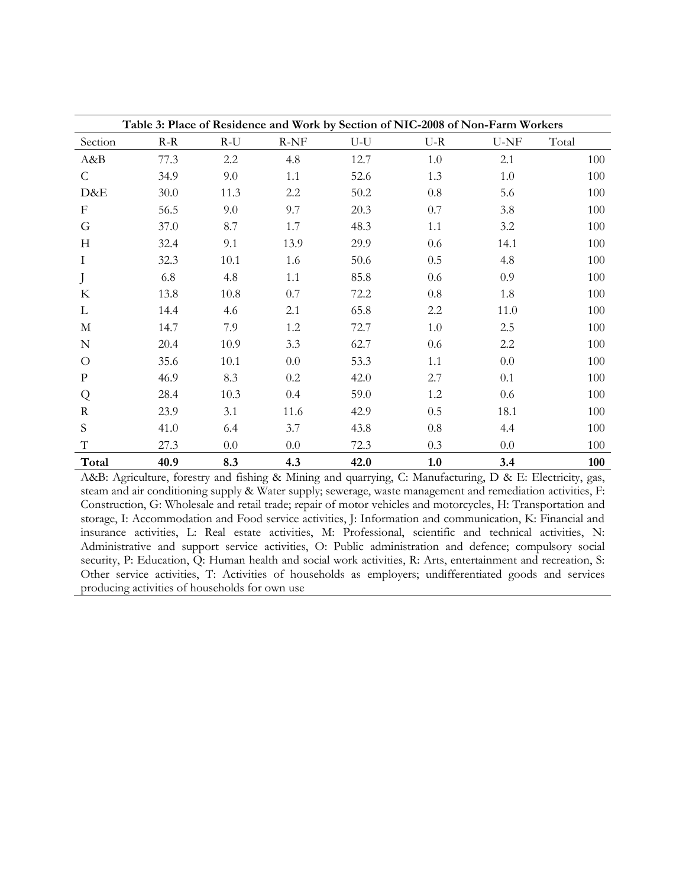**Table 3: Place of Residence and Work by Section of NIC-2008 of Non-Farm Workers**

| Section | R-R | R-U | R-NF | U-U | U-R | U-NF | Total |
|---|---|---|---|---|---|---|---|
| A&B | 77.3 | 2.2 | 4.8 | 12.7 | 1.0 | 2.1 | 100 |
| C | 34.9 | 9.0 | 1.1 | 52.6 | 1.3 | 1.0 | 100 |
| D&E | 30.0 | 11.3 | 2.2 | 50.2 | 0.8 | 5.6 | 100 |
| F | 56.5 | 9.0 | 9.7 | 20.3 | 0.7 | 3.8 | 100 |
| G | 37.0 | 8.7 | 1.7 | 48.3 | 1.1 | 3.2 | 100 |
| H | 32.4 | 9.1 | 13.9 | 29.9 | 0.6 | 14.1 | 100 |
| I | 32.3 | 10.1 | 1.6 | 50.6 | 0.5 | 4.8 | 100 |
| J | 6.8 | 4.8 | 1.1 | 85.8 | 0.6 | 0.9 | 100 |
| K | 13.8 | 10.8 | 0.7 | 72.2 | 0.8 | 1.8 | 100 |
| L | 14.4 | 4.6 | 2.1 | 65.8 | 2.2 | 11.0 | 100 |
| M | 14.7 | 7.9 | 1.2 | 72.7 | 1.0 | 2.5 | 100 |
| N | 20.4 | 10.9 | 3.3 | 62.7 | 0.6 | 2.2 | 100 |
| O | 35.6 | 10.1 | 0.0 | 53.3 | 1.1 | 0.0 | 100 |
| P | 46.9 | 8.3 | 0.2 | 42.0 | 2.7 | 0.1 | 100 |
| Q | 28.4 | 10.3 | 0.4 | 59.0 | 1.2 | 0.6 | 100 |
| R | 23.9 | 3.1 | 11.6 | 42.9 | 0.5 | 18.1 | 100 |
| S | 41.0 | 6.4 | 3.7 | 43.8 | 0.8 | 4.4 | 100 |
| T | 27.3 | 0.0 | 0.0 | 72.3 | 0.3 | 0.0 | 100 |
| **Total** | **40.9** | **8.3** | **4.3** | **42.0** | **1.0** | **3.4** | **100** |

A&B: Agriculture, forestry and fishing & Mining and quarrying, C: Manufacturing, D & E: Electricity, gas, steam and air conditioning supply & Water supply; sewerage, waste management and remediation activities, F: Construction, G: Wholesale and retail trade; repair of motor vehicles and motorcycles, H: Transportation and storage, I: Accommodation and Food service activities, J: Information and communication, K: Financial and insurance activities, L: Real estate activities, M: Professional, scientific and technical activities, N: Administrative and support service activities, O: Public administration and defence; compulsory social security, P: Education, Q: Human health and social work activities, R: Arts, entertainment and recreation, S: Other service activities, T: Activities of households as employers; undifferentiated goods and services producing activities of households for own use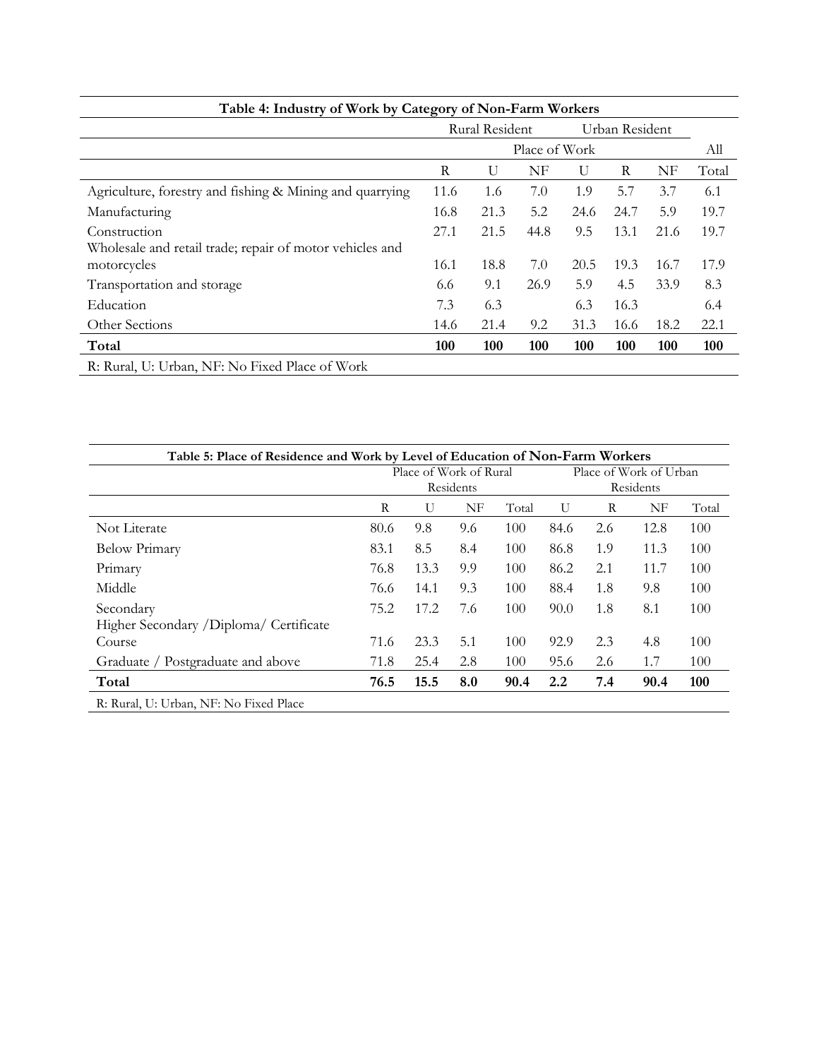**Table 4: Industry of Work by Category of Non-Farm Workers**

| | Rural Resident | | | Urban Resident | | | All |
|---|---|---|---|---|---|---|---|
| | Place of Work | | | | | | |
| | R | U | NF | U | R | NF | Total |
| Agriculture, forestry and fishing & Mining and quarrying | 11.6 | 1.6 | 7.0 | 1.9 | 5.7 | 3.7 | 6.1 |
| Manufacturing | 16.8 | 21.3 | 5.2 | 24.6 | 24.7 | 5.9 | 19.7 |
| Construction | 27.1 | 21.5 | 44.8 | 9.5 | 13.1 | 21.6 | 19.7 |
| Wholesale and retail trade; repair of motor vehicles and motorcycles | 16.1 | 18.8 | 7.0 | 20.5 | 19.3 | 16.7 | 17.9 |
| Transportation and storage | 6.6 | 9.1 | 26.9 | 5.9 | 4.5 | 33.9 | 8.3 |
| Education | 7.3 | 6.3 | | 6.3 | 16.3 | | 6.4 |
| Other Sections | 14.6 | 21.4 | 9.2 | 31.3 | 16.6 | 18.2 | 22.1 |
| **Total** | **100** | **100** | **100** | **100** | **100** | **100** | **100** |

R: Rural, U: Urban, NF: No Fixed Place of Work

**Table 5: Place of Residence and Work by Level of Education of Non-Farm Workers**

| | Place of Work of Rural Residents | | | | Place of Work of Urban Residents | | | |
|---|---|---|---|---|---|---|---|---|
| | R | U | NF | Total | U | R | NF | Total |
| Not Literate | 80.6 | 9.8 | 9.6 | 100 | 84.6 | 2.6 | 12.8 | 100 |
| Below Primary | 83.1 | 8.5 | 8.4 | 100 | 86.8 | 1.9 | 11.3 | 100 |
| Primary | 76.8 | 13.3 | 9.9 | 100 | 86.2 | 2.1 | 11.7 | 100 |
| Middle | 76.6 | 14.1 | 9.3 | 100 | 88.4 | 1.8 | 9.8 | 100 |
| Secondary | 75.2 | 17.2 | 7.6 | 100 | 90.0 | 1.8 | 8.1 | 100 |
| Higher Secondary /Diploma/ Certificate Course | 71.6 | 23.3 | 5.1 | 100 | 92.9 | 2.3 | 4.8 | 100 |
| Graduate / Postgraduate and above | 71.8 | 25.4 | 2.8 | 100 | 95.6 | 2.6 | 1.7 | 100 |
| **Total** | **76.5** | **15.5** | **8.0** | **90.4** | **2.2** | **7.4** | **90.4** | **100** |

R: Rural, U: Urban, NF: No Fixed Place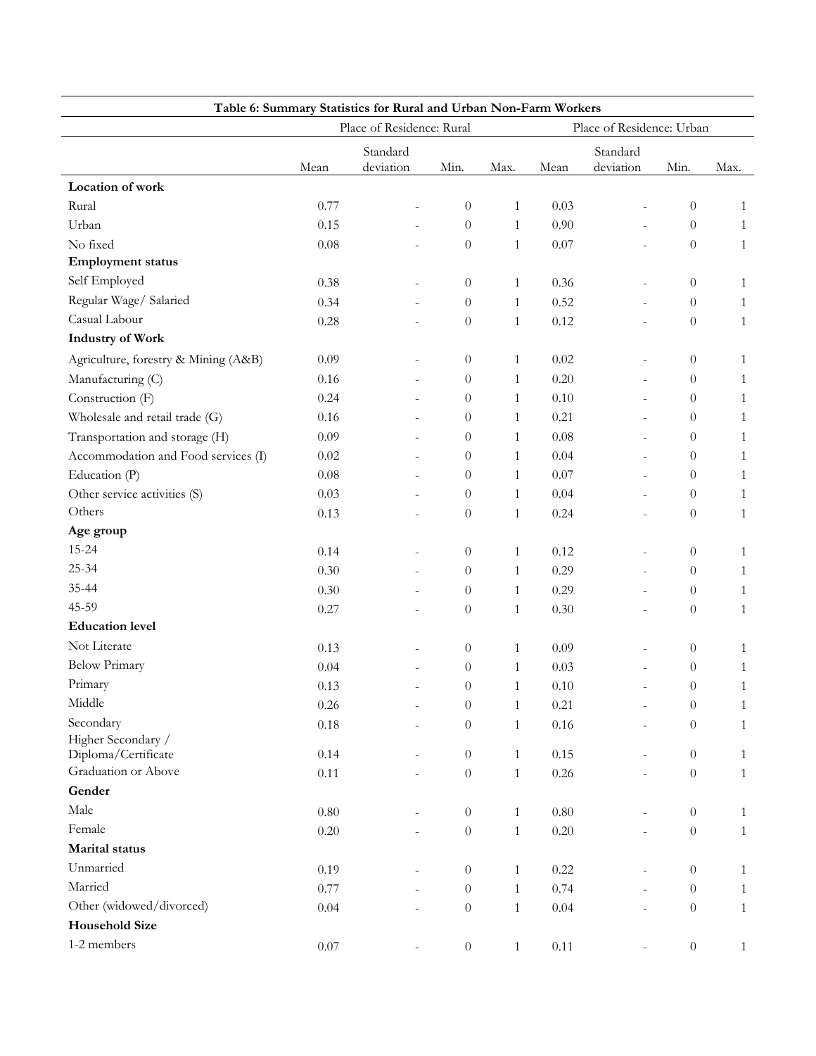**Table 6: Summary Statistics for Rural and Urban Non-Farm Workers**

| | Place of Residence: Rural | | | | Place of Residence: Urban | | | |
|---|---|---|---|---|---|---|---|---|
| | Mean | Standard deviation | Min. | Max. | Mean | Standard deviation | Min. | Max. |
| **Location of work** | | | | | | | | |
| Rural | 0.77 | - | 0 | 1 | 0.03 | - | 0 | 1 |
| Urban | 0.15 | - | 0 | 1 | 0.90 | - | 0 | 1 |
| No fixed | 0.08 | - | 0 | 1 | 0.07 | - | 0 | 1 |
| **Employment status** | | | | | | | | |
| Self Employed | 0.38 | - | 0 | 1 | 0.36 | - | 0 | 1 |
| Regular Wage/ Salaried | 0.34 | - | 0 | 1 | 0.52 | - | 0 | 1 |
| Casual Labour | 0.28 | - | 0 | 1 | 0.12 | - | 0 | 1 |
| **Industry of Work** | | | | | | | | |
| Agriculture, forestry & Mining (A&B) | 0.09 | - | 0 | 1 | 0.02 | - | 0 | 1 |
| Manufacturing (C) | 0.16 | - | 0 | 1 | 0.20 | - | 0 | 1 |
| Construction (F) | 0.24 | - | 0 | 1 | 0.10 | - | 0 | 1 |
| Wholesale and retail trade (G) | 0.16 | - | 0 | 1 | 0.21 | - | 0 | 1 |
| Transportation and storage (H) | 0.09 | - | 0 | 1 | 0.08 | - | 0 | 1 |
| Accommodation and Food services (I) | 0.02 | - | 0 | 1 | 0.04 | - | 0 | 1 |
| Education (P) | 0.08 | - | 0 | 1 | 0.07 | - | 0 | 1 |
| Other service activities (S) | 0.03 | - | 0 | 1 | 0.04 | - | 0 | 1 |
| Others | 0.13 | - | 0 | 1 | 0.24 | - | 0 | 1 |
| **Age group** | | | | | | | | |
| 15-24 | 0.14 | - | 0 | 1 | 0.12 | - | 0 | 1 |
| 25-34 | 0.30 | - | 0 | 1 | 0.29 | - | 0 | 1 |
| 35-44 | 0.30 | - | 0 | 1 | 0.29 | - | 0 | 1 |
| 45-59 | 0.27 | - | 0 | 1 | 0.30 | - | 0 | 1 |
| **Education level** | | | | | | | | |
| Not Literate | 0.13 | - | 0 | 1 | 0.09 | - | 0 | 1 |
| Below Primary | 0.04 | - | 0 | 1 | 0.03 | - | 0 | 1 |
| Primary | 0.13 | - | 0 | 1 | 0.10 | - | 0 | 1 |
| Middle | 0.26 | - | 0 | 1 | 0.21 | - | 0 | 1 |
| Secondary | 0.18 | - | 0 | 1 | 0.16 | - | 0 | 1 |
| Higher Secondary / Diploma/Certificate | 0.14 | - | 0 | 1 | 0.15 | - | 0 | 1 |
| Graduation or Above | 0.11 | - | 0 | 1 | 0.26 | - | 0 | 1 |
| **Gender** | | | | | | | | |
| Male | 0.80 | - | 0 | 1 | 0.80 | - | 0 | 1 |
| Female | 0.20 | - | 0 | 1 | 0.20 | - | 0 | 1 |
| **Marital status** | | | | | | | | |
| Unmarried | 0.19 | - | 0 | 1 | 0.22 | - | 0 | 1 |
| Married | 0.77 | - | 0 | 1 | 0.74 | - | 0 | 1 |
| Other (widowed/divorced) | 0.04 | - | 0 | 1 | 0.04 | - | 0 | 1 |
| **Household Size** | | | | | | | | |
| 1-2 members | 0.07 | - | 0 | 1 | 0.11 | - | 0 | 1 |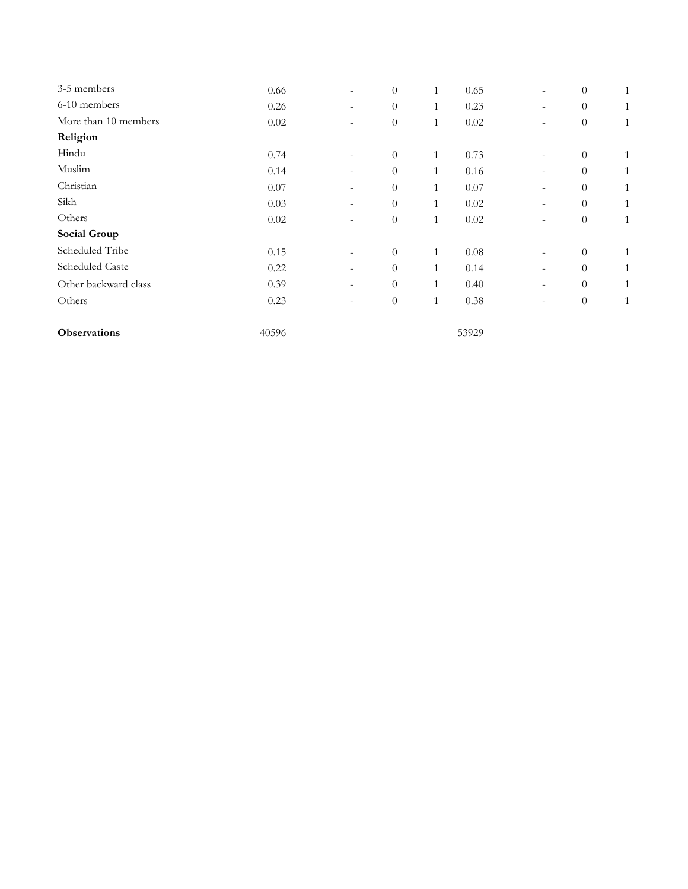| | | | | | | | | |
|---|---|---|---|---|---|---|---|---|
| 3-5 members | 0.66 | - | 0 | 1 | 0.65 | - | 0 | 1 |
| 6-10 members | 0.26 | - | 0 | 1 | 0.23 | - | 0 | 1 |
| More than 10 members | 0.02 | - | 0 | 1 | 0.02 | - | 0 | 1 |
| **Religion** | | | | | | | | |
| Hindu | 0.74 | - | 0 | 1 | 0.73 | - | 0 | 1 |
| Muslim | 0.14 | - | 0 | 1 | 0.16 | - | 0 | 1 |
| Christian | 0.07 | - | 0 | 1 | 0.07 | - | 0 | 1 |
| Sikh | 0.03 | - | 0 | 1 | 0.02 | - | 0 | 1 |
| Others | 0.02 | - | 0 | 1 | 0.02 | - | 0 | 1 |
| **Social Group** | | | | | | | | |
| Scheduled Tribe | 0.15 | - | 0 | 1 | 0.08 | - | 0 | 1 |
| Scheduled Caste | 0.22 | - | 0 | 1 | 0.14 | - | 0 | 1 |
| Other backward class | 0.39 | - | 0 | 1 | 0.40 | - | 0 | 1 |
| Others | 0.23 | - | 0 | 1 | 0.38 | - | 0 | 1 |
| **Observations** | 40596 | | | | 53929 | | | |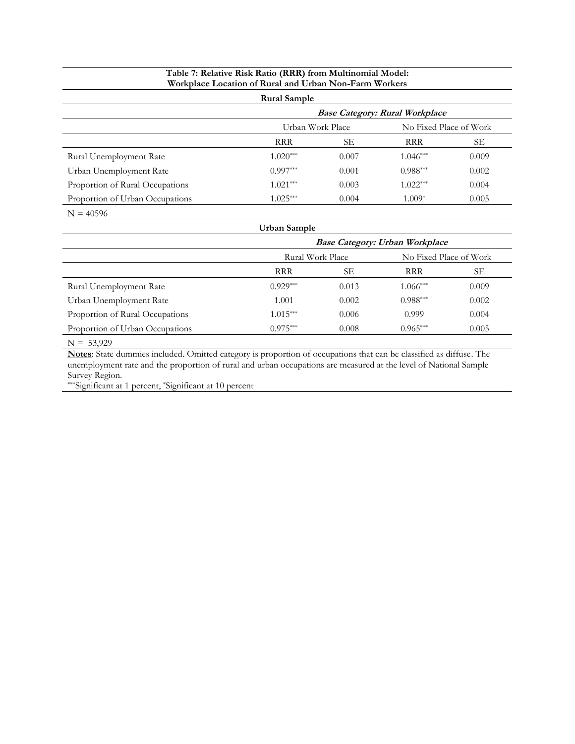**Table 7: Relative Risk Ratio (RRR) from Multinomial Model: Workplace Location of Rural and Urban Non-Farm Workers**

**Rural Sample**

| | ***Base Category: Rural Workplace*** | | | |
|---|---|---|---|---|
| | Urban Work Place | | No Fixed Place of Work | |
| | RRR | SE | RRR | SE |
| Rural Unemployment Rate | 1.020*** | 0.007 | 1.046*** | 0.009 |
| Urban Unemployment Rate | 0.997*** | 0.001 | 0.988*** | 0.002 |
| Proportion of Rural Occupations | 1.021*** | 0.003 | 1.022*** | 0.004 |
| Proportion of Urban Occupations | 1.025*** | 0.004 | 1.009* | 0.005 |

N = 40596

**Urban Sample**

| | ***Base Category: Urban Workplace*** | | | |
|---|---|---|---|---|
| | Rural Work Place | | No Fixed Place of Work | |
| | RRR | SE | RRR | SE |
| Rural Unemployment Rate | 0.929*** | 0.013 | 1.066*** | 0.009 |
| Urban Unemployment Rate | 1.001 | 0.002 | 0.988*** | 0.002 |
| Proportion of Rural Occupations | 1.015*** | 0.006 | 0.999 | 0.004 |
| Proportion of Urban Occupations | 0.975*** | 0.008 | 0.965*** | 0.005 |

N = 53,929

**Notes**: State dummies included. Omitted category is proportion of occupations that can be classified as diffuse. The unemployment rate and the proportion of rural and urban occupations are measured at the level of National Sample Survey Region.

***Significant at 1 percent, *Significant at 10 percent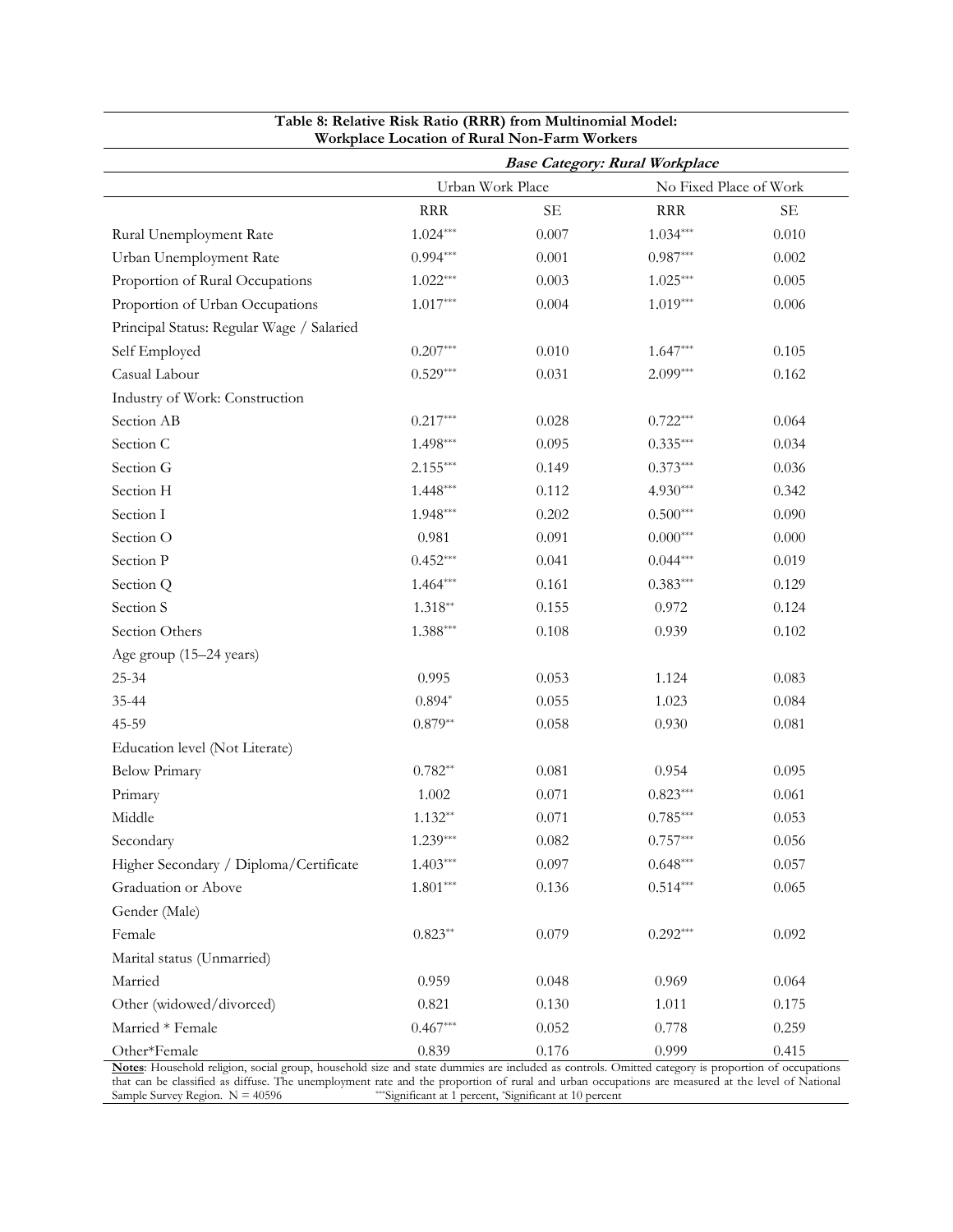**Table 8: Relative Risk Ratio (RRR) from Multinomial Model: Workplace Location of Rural Non-Farm Workers**

| | *Base Category: Rural Workplace* | | | |
|---|---|---|---|---|
| | Urban Work Place | | No Fixed Place of Work | |
| | RRR | SE | RRR | SE |
| Rural Unemployment Rate | 1.024*** | 0.007 | 1.034*** | 0.010 |
| Urban Unemployment Rate | 0.994*** | 0.001 | 0.987*** | 0.002 |
| Proportion of Rural Occupations | 1.022*** | 0.003 | 1.025*** | 0.005 |
| Proportion of Urban Occupations | 1.017*** | 0.004 | 1.019*** | 0.006 |
| Principal Status: Regular Wage / Salaried | | | | |
| Self Employed | 0.207*** | 0.010 | 1.647*** | 0.105 |
| Casual Labour | 0.529*** | 0.031 | 2.099*** | 0.162 |
| Industry of Work: Construction | | | | |
| Section AB | 0.217*** | 0.028 | 0.722*** | 0.064 |
| Section C | 1.498*** | 0.095 | 0.335*** | 0.034 |
| Section G | 2.155*** | 0.149 | 0.373*** | 0.036 |
| Section H | 1.448*** | 0.112 | 4.930*** | 0.342 |
| Section I | 1.948*** | 0.202 | 0.500*** | 0.090 |
| Section O | 0.981 | 0.091 | 0.000*** | 0.000 |
| Section P | 0.452*** | 0.041 | 0.044*** | 0.019 |
| Section Q | 1.464*** | 0.161 | 0.383*** | 0.129 |
| Section S | 1.318** | 0.155 | 0.972 | 0.124 |
| Section Others | 1.388*** | 0.108 | 0.939 | 0.102 |
| Age group (15–24 years) | | | | |
| 25-34 | 0.995 | 0.053 | 1.124 | 0.083 |
| 35-44 | 0.894* | 0.055 | 1.023 | 0.084 |
| 45-59 | 0.879** | 0.058 | 0.930 | 0.081 |
| Education level (Not Literate) | | | | |
| Below Primary | 0.782** | 0.081 | 0.954 | 0.095 |
| Primary | 1.002 | 0.071 | 0.823*** | 0.061 |
| Middle | 1.132** | 0.071 | 0.785*** | 0.053 |
| Secondary | 1.239*** | 0.082 | 0.757*** | 0.056 |
| Higher Secondary / Diploma/Certificate | 1.403*** | 0.097 | 0.648*** | 0.057 |
| Graduation or Above | 1.801*** | 0.136 | 0.514*** | 0.065 |
| Gender (Male) | | | | |
| Female | 0.823** | 0.079 | 0.292*** | 0.092 |
| Marital status (Unmarried) | | | | |
| Married | 0.959 | 0.048 | 0.969 | 0.064 |
| Other (widowed/divorced) | 0.821 | 0.130 | 1.011 | 0.175 |
| Married * Female | 0.467*** | 0.052 | 0.778 | 0.259 |
| Other*Female | 0.839 | 0.176 | 0.999 | 0.415 |

**Notes**: Household religion, social group, household size and state dummies are included as controls. Omitted category is proportion of occupations that can be classified as diffuse. The unemployment rate and the proportion of rural and urban occupations are measured at the level of National Sample Survey Region. N = 40596 ***Significant at 1 percent, *Significant at 10 percent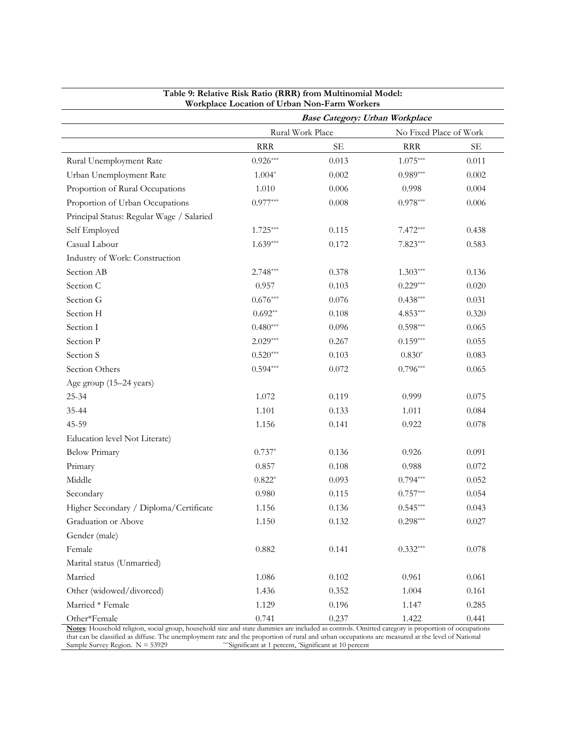**Table 9: Relative Risk Ratio (RRR) from Multinomial Model: Workplace Location of Urban Non-Farm Workers**

| | ***Base Category: Urban Workplace*** | | | |
|---|---|---|---|---|
| | Rural Work Place | | No Fixed Place of Work | |
| | RRR | SE | RRR | SE |
| Rural Unemployment Rate | 0.926*** | 0.013 | 1.075*** | 0.011 |
| Urban Unemployment Rate | 1.004* | 0.002 | 0.989*** | 0.002 |
| Proportion of Rural Occupations | 1.010 | 0.006 | 0.998 | 0.004 |
| Proportion of Urban Occupations | 0.977*** | 0.008 | 0.978*** | 0.006 |
| Principal Status: Regular Wage / Salaried | | | | |
| Self Employed | 1.725*** | 0.115 | 7.472*** | 0.438 |
| Casual Labour | 1.639*** | 0.172 | 7.823*** | 0.583 |
| Industry of Work: Construction | | | | |
| Section AB | 2.748*** | 0.378 | 1.303*** | 0.136 |
| Section C | 0.957 | 0.103 | 0.229*** | 0.020 |
| Section G | 0.676*** | 0.076 | 0.438*** | 0.031 |
| Section H | 0.692** | 0.108 | 4.853*** | 0.320 |
| Section I | 0.480*** | 0.096 | 0.598*** | 0.065 |
| Section P | 2.029*** | 0.267 | 0.159*** | 0.055 |
| Section S | 0.520*** | 0.103 | 0.830* | 0.083 |
| Section Others | 0.594*** | 0.072 | 0.796*** | 0.065 |
| Age group (15–24 years) | | | | |
| 25-34 | 1.072 | 0.119 | 0.999 | 0.075 |
| 35-44 | 1.101 | 0.133 | 1.011 | 0.084 |
| 45-59 | 1.156 | 0.141 | 0.922 | 0.078 |
| Education level Not Literate) | | | | |
| Below Primary | 0.737* | 0.136 | 0.926 | 0.091 |
| Primary | 0.857 | 0.108 | 0.988 | 0.072 |
| Middle | 0.822* | 0.093 | 0.794*** | 0.052 |
| Secondary | 0.980 | 0.115 | 0.757*** | 0.054 |
| Higher Secondary / Diploma/Certificate | 1.156 | 0.136 | 0.545*** | 0.043 |
| Graduation or Above | 1.150 | 0.132 | 0.298*** | 0.027 |
| Gender (male) | | | | |
| Female | 0.882 | 0.141 | 0.332*** | 0.078 |
| Marital status (Unmarried) | | | | |
| Married | 1.086 | 0.102 | 0.961 | 0.061 |
| Other (widowed/divorced) | 1.436 | 0.352 | 1.004 | 0.161 |
| Married * Female | 1.129 | 0.196 | 1.147 | 0.285 |
| Other*Female | 0.741 | 0.237 | 1.422 | 0.441 |

**Notes**: Household religion, social group, household size and state dummies are included as controls. Omitted category is proportion of occupations that can be classified as diffuse. The unemployment rate and the proportion of rural and urban occupations are measured at the level of National Sample Survey Region. N = 53929 ***Significant at 1 percent, *Significant at 10 percent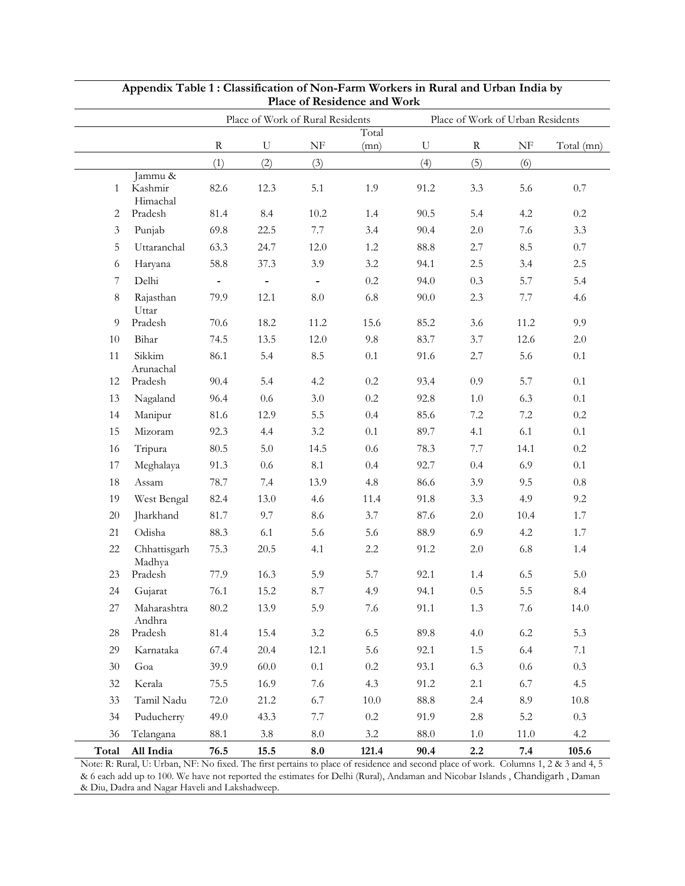**Appendix Table 1 : Classification of Non-Farm Workers in Rural and Urban India by Place of Residence and Work**

| | | Place of Work of Rural Residents | | | | Place of Work of Urban Residents | | | |
|---|---|---|---|---|---|---|---|---|---|
| | | R | U | NF | Total (mn) | U | R | NF | Total (mn) |
| | | (1) | (2) | (3) | | (4) | (5) | (6) | |
| 1 | Jammu & Kashmir | 82.6 | 12.3 | 5.1 | 1.9 | 91.2 | 3.3 | 5.6 | 0.7 |
| 2 | Himachal Pradesh | 81.4 | 8.4 | 10.2 | 1.4 | 90.5 | 5.4 | 4.2 | 0.2 |
| 3 | Punjab | 69.8 | 22.5 | 7.7 | 3.4 | 90.4 | 2.0 | 7.6 | 3.3 |
| 5 | Uttaranchal | 63.3 | 24.7 | 12.0 | 1.2 | 88.8 | 2.7 | 8.5 | 0.7 |
| 6 | Haryana | 58.8 | 37.3 | 3.9 | 3.2 | 94.1 | 2.5 | 3.4 | 2.5 |
| 7 | Delhi | - | - | - | 0.2 | 94.0 | 0.3 | 5.7 | 5.4 |
| 8 | Rajasthan | 79.9 | 12.1 | 8.0 | 6.8 | 90.0 | 2.3 | 7.7 | 4.6 |
| 9 | Uttar Pradesh | 70.6 | 18.2 | 11.2 | 15.6 | 85.2 | 3.6 | 11.2 | 9.9 |
| 10 | Bihar | 74.5 | 13.5 | 12.0 | 9.8 | 83.7 | 3.7 | 12.6 | 2.0 |
| 11 | Sikkim | 86.1 | 5.4 | 8.5 | 0.1 | 91.6 | 2.7 | 5.6 | 0.1 |
| 12 | Arunachal Pradesh | 90.4 | 5.4 | 4.2 | 0.2 | 93.4 | 0.9 | 5.7 | 0.1 |
| 13 | Nagaland | 96.4 | 0.6 | 3.0 | 0.2 | 92.8 | 1.0 | 6.3 | 0.1 |
| 14 | Manipur | 81.6 | 12.9 | 5.5 | 0.4 | 85.6 | 7.2 | 7.2 | 0.2 |
| 15 | Mizoram | 92.3 | 4.4 | 3.2 | 0.1 | 89.7 | 4.1 | 6.1 | 0.1 |
| 16 | Tripura | 80.5 | 5.0 | 14.5 | 0.6 | 78.3 | 7.7 | 14.1 | 0.2 |
| 17 | Meghalaya | 91.3 | 0.6 | 8.1 | 0.4 | 92.7 | 0.4 | 6.9 | 0.1 |
| 18 | Assam | 78.7 | 7.4 | 13.9 | 4.8 | 86.6 | 3.9 | 9.5 | 0.8 |
| 19 | West Bengal | 82.4 | 13.0 | 4.6 | 11.4 | 91.8 | 3.3 | 4.9 | 9.2 |
| 20 | Jharkhand | 81.7 | 9.7 | 8.6 | 3.7 | 87.6 | 2.0 | 10.4 | 1.7 |
| 21 | Odisha | 88.3 | 6.1 | 5.6 | 5.6 | 88.9 | 6.9 | 4.2 | 1.7 |
| 22 | Chhattisgarh | 75.3 | 20.5 | 4.1 | 2.2 | 91.2 | 2.0 | 6.8 | 1.4 |
| 23 | Madhya Pradesh | 77.9 | 16.3 | 5.9 | 5.7 | 92.1 | 1.4 | 6.5 | 5.0 |
| 24 | Gujarat | 76.1 | 15.2 | 8.7 | 4.9 | 94.1 | 0.5 | 5.5 | 8.4 |
| 27 | Maharashtra | 80.2 | 13.9 | 5.9 | 7.6 | 91.1 | 1.3 | 7.6 | 14.0 |
| 28 | Andhra Pradesh | 81.4 | 15.4 | 3.2 | 6.5 | 89.8 | 4.0 | 6.2 | 5.3 |
| 29 | Karnataka | 67.4 | 20.4 | 12.1 | 5.6 | 92.1 | 1.5 | 6.4 | 7.1 |
| 30 | Goa | 39.9 | 60.0 | 0.1 | 0.2 | 93.1 | 6.3 | 0.6 | 0.3 |
| 32 | Kerala | 75.5 | 16.9 | 7.6 | 4.3 | 91.2 | 2.1 | 6.7 | 4.5 |
| 33 | Tamil Nadu | 72.0 | 21.2 | 6.7 | 10.0 | 88.8 | 2.4 | 8.9 | 10.8 |
| 34 | Puducherry | 49.0 | 43.3 | 7.7 | 0.2 | 91.9 | 2.8 | 5.2 | 0.3 |
| 36 | Telangana | 88.1 | 3.8 | 8.0 | 3.2 | 88.0 | 1.0 | 11.0 | 4.2 |
| **Total** | **All India** | **76.5** | **15.5** | **8.0** | **121.4** | **90.4** | **2.2** | **7.4** | **105.6** |

Note: R: Rural, U: Urban, NF: No fixed. The first pertains to place of residence and second place of work. Columns 1, 2 & 3 and 4, 5 & 6 each add up to 100. We have not reported the estimates for Delhi (Rural), Andaman and Nicobar Islands , Chandigarh , Daman & Diu, Dadra and Nagar Haveli and Lakshadweep.